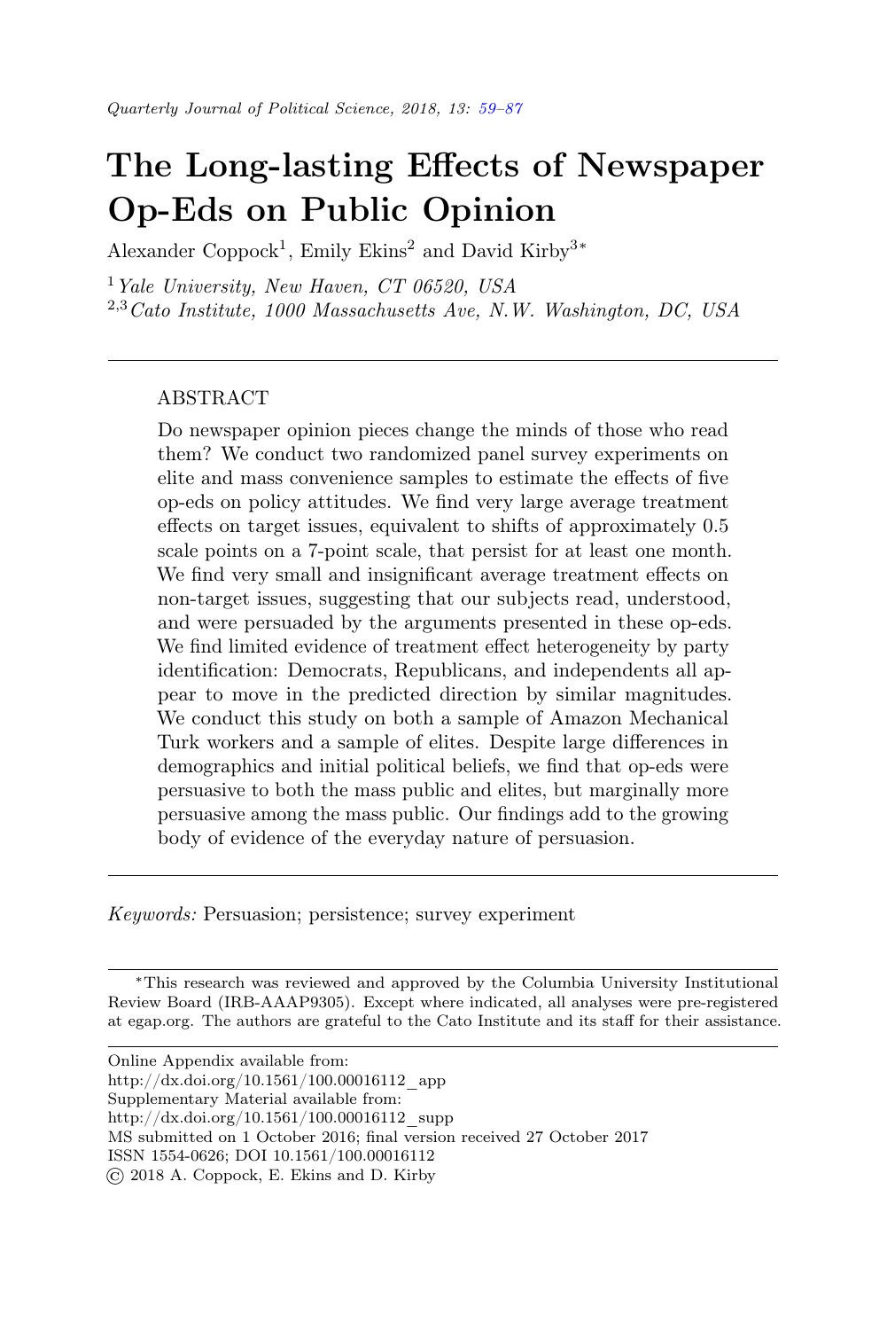# The Long-lasting Effects of Newspaper Op-Eds on Public Opinion

Alexander Coppock[1], Emily Ekins[2] and David Kirby[3*]

[1] *Yale University, New Haven, CT 06520, USA*
[2,3] *Cato Institute, 1000 Massachusetts Ave, N.W. Washington, DC, USA*

---

## ABSTRACT

Do newspaper opinion pieces change the minds of those who read them? We conduct two randomized panel survey experiments on elite and mass convenience samples to estimate the effects of five op-eds on policy attitudes. We find very large average treatment effects on target issues, equivalent to shifts of approximately 0.5 scale points on a 7-point scale, that persist for at least one month. We find very small and insignificant average treatment effects on non-target issues, suggesting that our subjects read, understood, and were persuaded by the arguments presented in these op-eds. We find limited evidence of treatment effect heterogeneity by party identification: Democrats, Republicans, and independents all appear to move in the predicted direction by similar magnitudes. We conduct this study on both a sample of Amazon Mechanical Turk workers and a sample of elites. Despite large differences in demographics and initial political beliefs, we find that op-eds were persuasive to both the mass public and elites, but marginally more persuasive among the mass public. Our findings add to the growing body of evidence of the everyday nature of persuasion.

---

*Keywords:* Persuasion; persistence; survey experiment

---

*This research was reviewed and approved by the Columbia University Institutional Review Board (IRB-AAAP9305). Except where indicated, all analyses were pre-registered at egap.org. The authors are grateful to the Cato Institute and its staff for their assistance.

---

Online Appendix available from:
http://dx.doi.org/10.1561/100.00016112_app
Supplementary Material available from:
http://dx.doi.org/10.1561/100.00016112_supp
MS submitted on 1 October 2016; final version received 27 October 2017
ISSN 1554-0626; DOI 10.1561/100.00016112
© 2018 A. Coppock, E. Ekins and D. Kirby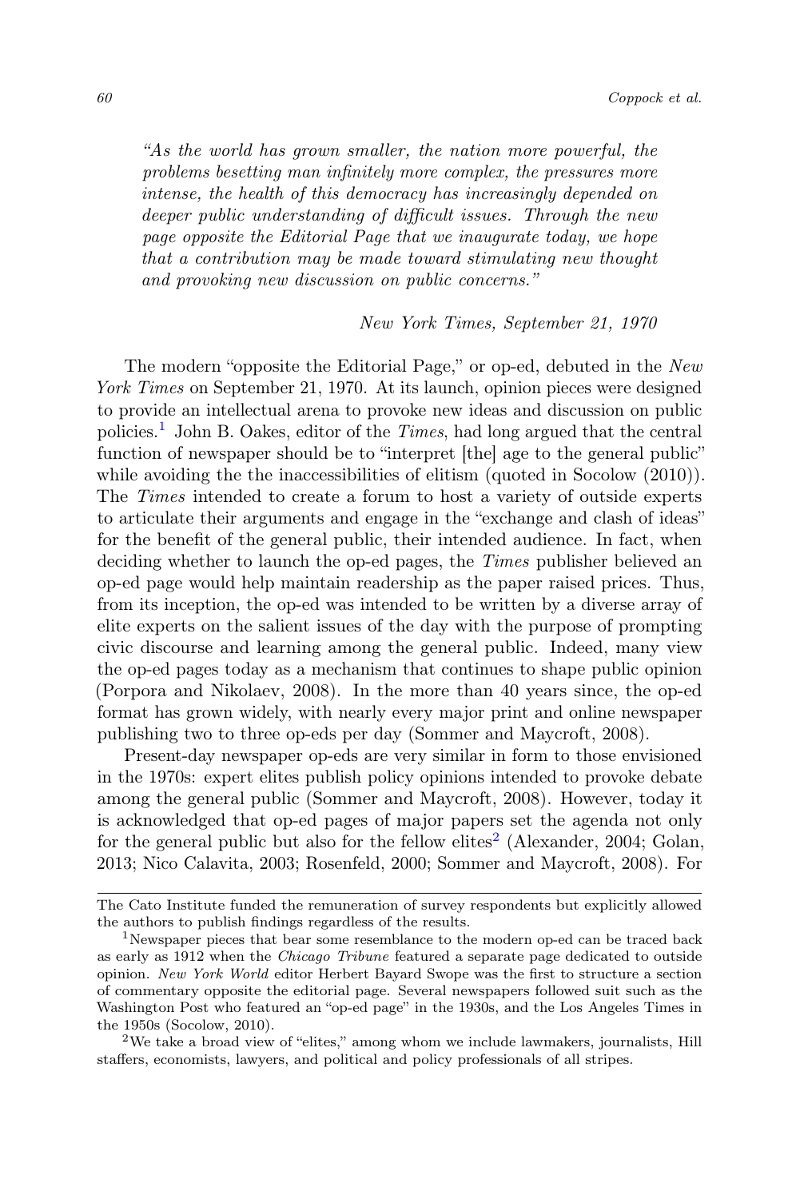*"As the world has grown smaller, the nation more powerful, the problems besetting man infinitely more complex, the pressures more intense, the health of this democracy has increasingly depended on deeper public understanding of difficult issues. Through the new page opposite the Editorial Page that we inaugurate today, we hope that a contribution may be made toward stimulating new thought and provoking new discussion on public concerns."*

*New York Times, September 21, 1970*

The modern "opposite the Editorial Page," or op-ed, debuted in the *New York Times* on September 21, 1970. At its launch, opinion pieces were designed to provide an intellectual arena to provoke new ideas and discussion on public policies.[1] John B. Oakes, editor of the *Times*, had long argued that the central function of newspaper should be to "interpret [the] age to the general public" while avoiding the the inaccessibilities of elitism (quoted in Socolow (2010)). The *Times* intended to create a forum to host a variety of outside experts to articulate their arguments and engage in the "exchange and clash of ideas" for the benefit of the general public, their intended audience. In fact, when deciding whether to launch the op-ed pages, the *Times* publisher believed an op-ed page would help maintain readership as the paper raised prices. Thus, from its inception, the op-ed was intended to be written by a diverse array of elite experts on the salient issues of the day with the purpose of prompting civic discourse and learning among the general public. Indeed, many view the op-ed pages today as a mechanism that continues to shape public opinion (Porpora and Nikolaev, 2008). In the more than 40 years since, the op-ed format has grown widely, with nearly every major print and online newspaper publishing two to three op-eds per day (Sommer and Maycroft, 2008).

Present-day newspaper op-eds are very similar in form to those envisioned in the 1970s: expert elites publish policy opinions intended to provoke debate among the general public (Sommer and Maycroft, 2008). However, today it is acknowledged that op-ed pages of major papers set the agenda not only for the general public but also for the fellow elites[2] (Alexander, 2004; Golan, 2013; Nico Calavita, 2003; Rosenfeld, 2000; Sommer and Maycroft, 2008). For

---

The Cato Institute funded the remuneration of survey respondents but explicitly allowed the authors to publish findings regardless of the results.

[1] Newspaper pieces that bear some resemblance to the modern op-ed can be traced back as early as 1912 when the *Chicago Tribune* featured a separate page dedicated to outside opinion. *New York World* editor Herbert Bayard Swope was the first to structure a section of commentary opposite the editorial page. Several newspapers followed suit such as the Washington Post who featured an "op-ed page" in the 1930s, and the Los Angeles Times in the 1950s (Socolow, 2010).

[2] We take a broad view of "elites," among whom we include lawmakers, journalists, Hill staffers, economists, lawyers, and political and policy professionals of all stripes.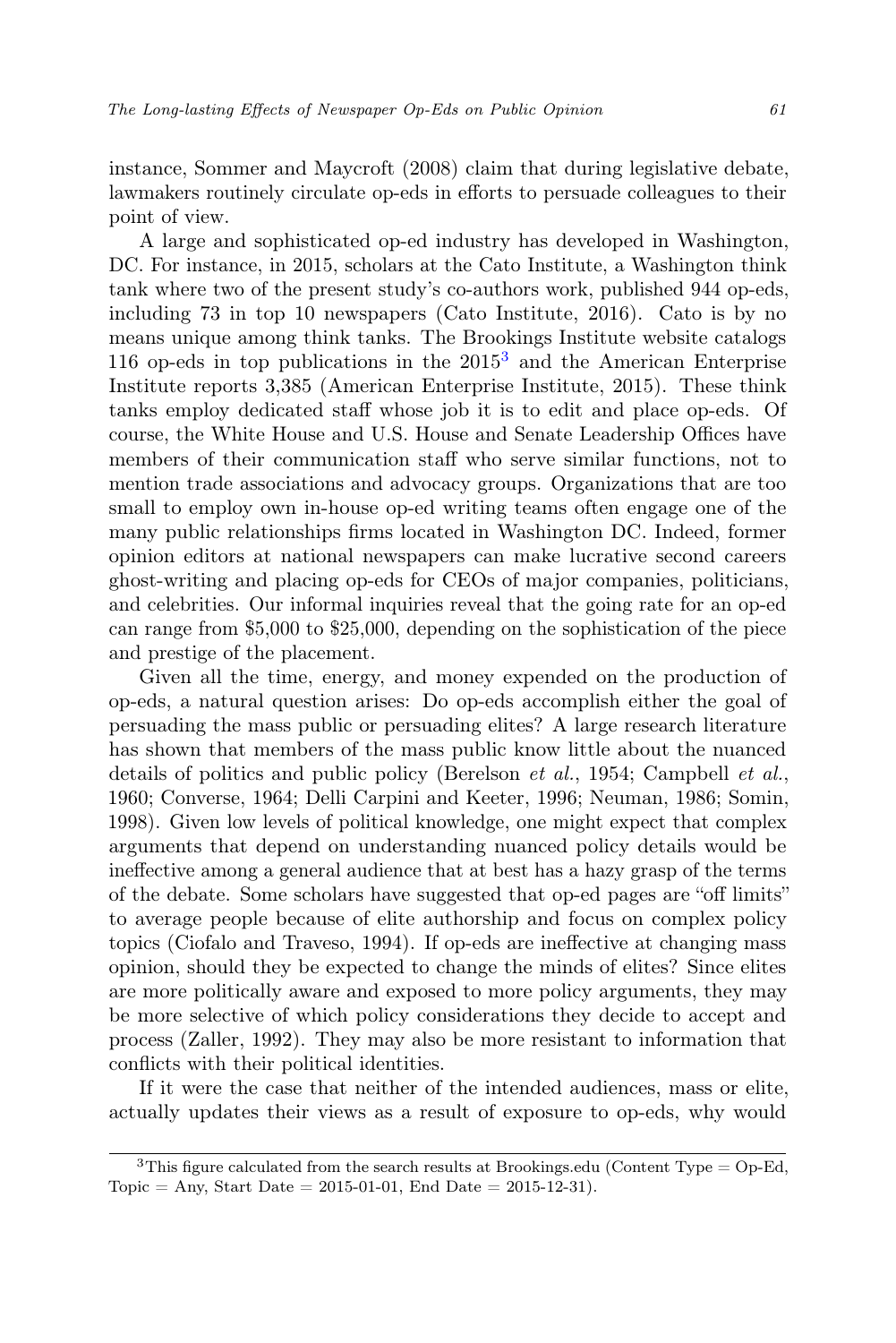instance, Sommer and Maycroft (2008) claim that during legislative debate, lawmakers routinely circulate op-eds in efforts to persuade colleagues to their point of view.

A large and sophisticated op-ed industry has developed in Washington, DC. For instance, in 2015, scholars at the Cato Institute, a Washington think tank where two of the present study's co-authors work, published 944 op-eds, including 73 in top 10 newspapers (Cato Institute, 2016). Cato is by no means unique among think tanks. The Brookings Institute website catalogs 116 op-eds in top publications in the 2015[3] and the American Enterprise Institute reports 3,385 (American Enterprise Institute, 2015). These think tanks employ dedicated staff whose job it is to edit and place op-eds. Of course, the White House and U.S. House and Senate Leadership Offices have members of their communication staff who serve similar functions, not to mention trade associations and advocacy groups. Organizations that are too small to employ own in-house op-ed writing teams often engage one of the many public relationships firms located in Washington DC. Indeed, former opinion editors at national newspapers can make lucrative second careers ghost-writing and placing op-eds for CEOs of major companies, politicians, and celebrities. Our informal inquiries reveal that the going rate for an op-ed can range from \$5,000 to \$25,000, depending on the sophistication of the piece and prestige of the placement.

Given all the time, energy, and money expended on the production of op-eds, a natural question arises: Do op-eds accomplish either the goal of persuading the mass public or persuading elites? A large research literature has shown that members of the mass public know little about the nuanced details of politics and public policy (Berelson *et al.*, 1954; Campbell *et al.*, 1960; Converse, 1964; Delli Carpini and Keeter, 1996; Neuman, 1986; Somin, 1998). Given low levels of political knowledge, one might expect that complex arguments that depend on understanding nuanced policy details would be ineffective among a general audience that at best has a hazy grasp of the terms of the debate. Some scholars have suggested that op-ed pages are "off limits" to average people because of elite authorship and focus on complex policy topics (Ciofalo and Traveso, 1994). If op-eds are ineffective at changing mass opinion, should they be expected to change the minds of elites? Since elites are more politically aware and exposed to more policy arguments, they may be more selective of which policy considerations they decide to accept and process (Zaller, 1992). They may also be more resistant to information that conflicts with their political identities.

If it were the case that neither of the intended audiences, mass or elite, actually updates their views as a result of exposure to op-eds, why would

[3] This figure calculated from the search results at Brookings.edu (Content Type = Op-Ed, Topic = Any, Start Date = 2015-01-01, End Date = 2015-12-31).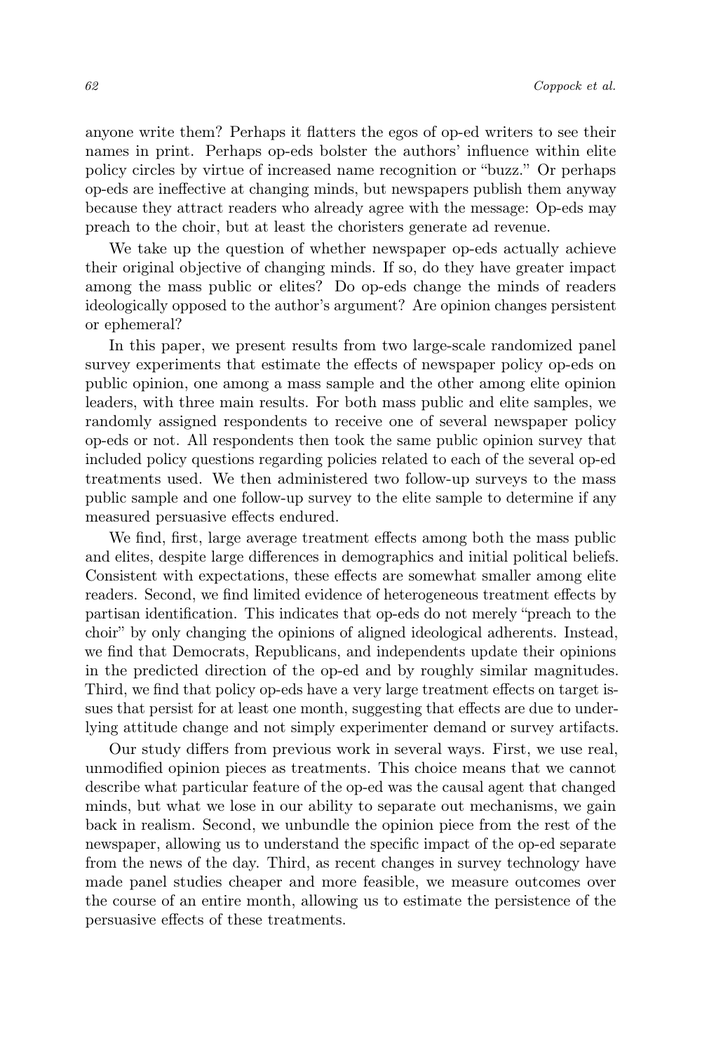anyone write them? Perhaps it flatters the egos of op-ed writers to see their names in print. Perhaps op-eds bolster the authors' influence within elite policy circles by virtue of increased name recognition or "buzz." Or perhaps op-eds are ineffective at changing minds, but newspapers publish them anyway because they attract readers who already agree with the message: Op-eds may preach to the choir, but at least the choristers generate ad revenue.

We take up the question of whether newspaper op-eds actually achieve their original objective of changing minds. If so, do they have greater impact among the mass public or elites? Do op-eds change the minds of readers ideologically opposed to the author's argument? Are opinion changes persistent or ephemeral?

In this paper, we present results from two large-scale randomized panel survey experiments that estimate the effects of newspaper policy op-eds on public opinion, one among a mass sample and the other among elite opinion leaders, with three main results. For both mass public and elite samples, we randomly assigned respondents to receive one of several newspaper policy op-eds or not. All respondents then took the same public opinion survey that included policy questions regarding policies related to each of the several op-ed treatments used. We then administered two follow-up surveys to the mass public sample and one follow-up survey to the elite sample to determine if any measured persuasive effects endured.

We find, first, large average treatment effects among both the mass public and elites, despite large differences in demographics and initial political beliefs. Consistent with expectations, these effects are somewhat smaller among elite readers. Second, we find limited evidence of heterogeneous treatment effects by partisan identification. This indicates that op-eds do not merely "preach to the choir" by only changing the opinions of aligned ideological adherents. Instead, we find that Democrats, Republicans, and independents update their opinions in the predicted direction of the op-ed and by roughly similar magnitudes. Third, we find that policy op-eds have a very large treatment effects on target issues that persist for at least one month, suggesting that effects are due to underlying attitude change and not simply experimenter demand or survey artifacts.

Our study differs from previous work in several ways. First, we use real, unmodified opinion pieces as treatments. This choice means that we cannot describe what particular feature of the op-ed was the causal agent that changed minds, but what we lose in our ability to separate out mechanisms, we gain back in realism. Second, we unbundle the opinion piece from the rest of the newspaper, allowing us to understand the specific impact of the op-ed separate from the news of the day. Third, as recent changes in survey technology have made panel studies cheaper and more feasible, we measure outcomes over the course of an entire month, allowing us to estimate the persistence of the persuasive effects of these treatments.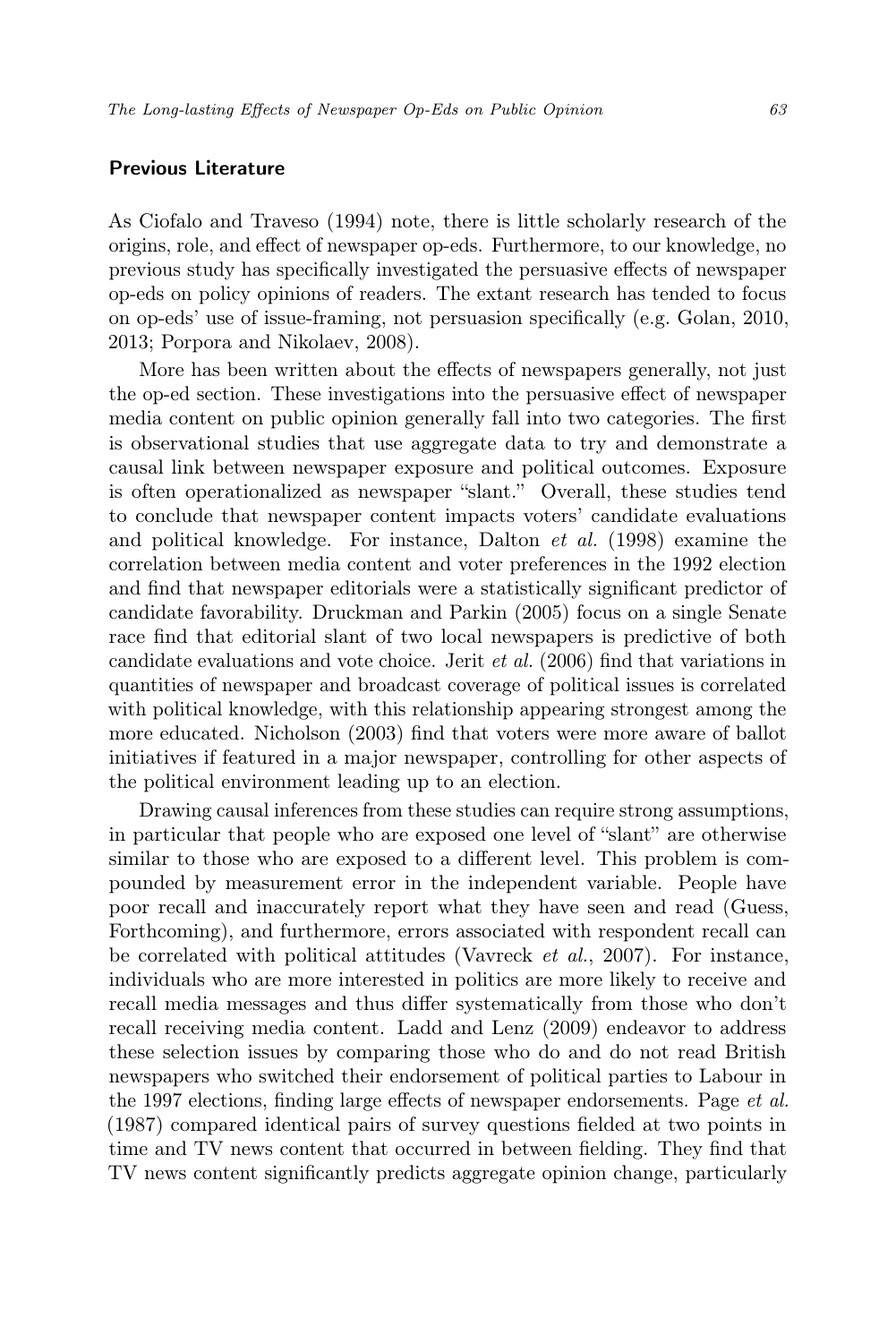## Previous Literature

As Ciofalo and Traveso (1994) note, there is little scholarly research of the origins, role, and effect of newspaper op-eds. Furthermore, to our knowledge, no previous study has specifically investigated the persuasive effects of newspaper op-eds on policy opinions of readers. The extant research has tended to focus on op-eds' use of issue-framing, not persuasion specifically (e.g. Golan, 2010, 2013; Porpora and Nikolaev, 2008).

More has been written about the effects of newspapers generally, not just the op-ed section. These investigations into the persuasive effect of newspaper media content on public opinion generally fall into two categories. The first is observational studies that use aggregate data to try and demonstrate a causal link between newspaper exposure and political outcomes. Exposure is often operationalized as newspaper "slant." Overall, these studies tend to conclude that newspaper content impacts voters' candidate evaluations and political knowledge. For instance, Dalton *et al.* (1998) examine the correlation between media content and voter preferences in the 1992 election and find that newspaper editorials were a statistically significant predictor of candidate favorability. Druckman and Parkin (2005) focus on a single Senate race find that editorial slant of two local newspapers is predictive of both candidate evaluations and vote choice. Jerit *et al.* (2006) find that variations in quantities of newspaper and broadcast coverage of political issues is correlated with political knowledge, with this relationship appearing strongest among the more educated. Nicholson (2003) find that voters were more aware of ballot initiatives if featured in a major newspaper, controlling for other aspects of the political environment leading up to an election.

Drawing causal inferences from these studies can require strong assumptions, in particular that people who are exposed one level of "slant" are otherwise similar to those who are exposed to a different level. This problem is compounded by measurement error in the independent variable. People have poor recall and inaccurately report what they have seen and read (Guess, Forthcoming), and furthermore, errors associated with respondent recall can be correlated with political attitudes (Vavreck *et al.*, 2007). For instance, individuals who are more interested in politics are more likely to receive and recall media messages and thus differ systematically from those who don't recall receiving media content. Ladd and Lenz (2009) endeavor to address these selection issues by comparing those who do and do not read British newspapers who switched their endorsement of political parties to Labour in the 1997 elections, finding large effects of newspaper endorsements. Page *et al.* (1987) compared identical pairs of survey questions fielded at two points in time and TV news content that occurred in between fielding. They find that TV news content significantly predicts aggregate opinion change, particularly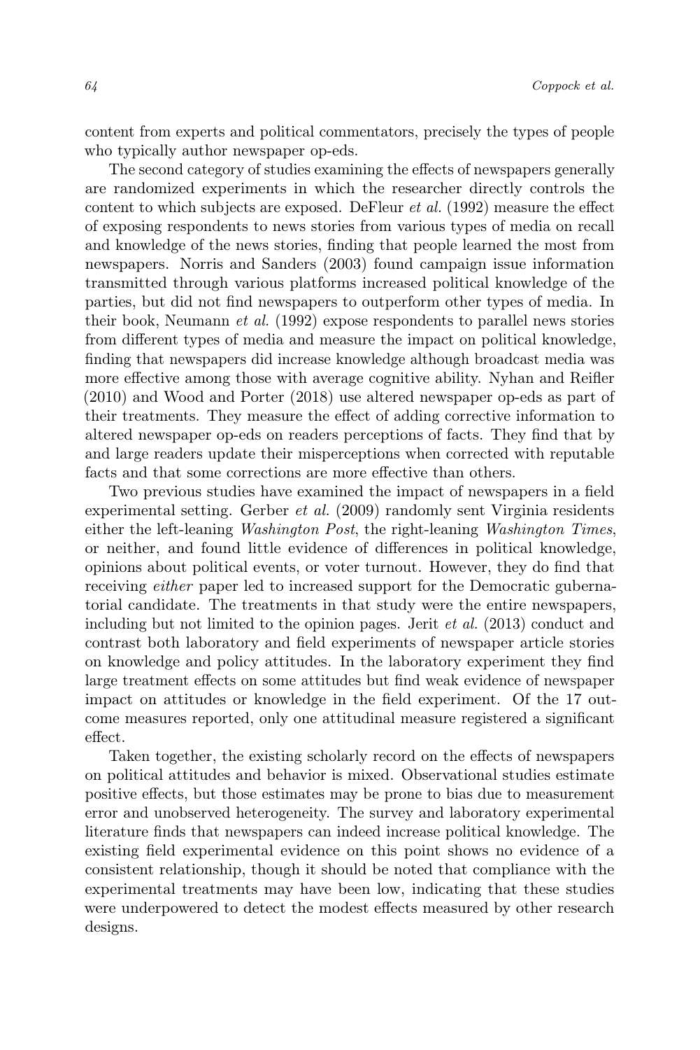content from experts and political commentators, precisely the types of people who typically author newspaper op-eds.

The second category of studies examining the effects of newspapers generally are randomized experiments in which the researcher directly controls the content to which subjects are exposed. DeFleur *et al.* (1992) measure the effect of exposing respondents to news stories from various types of media on recall and knowledge of the news stories, finding that people learned the most from newspapers. Norris and Sanders (2003) found campaign issue information transmitted through various platforms increased political knowledge of the parties, but did not find newspapers to outperform other types of media. In their book, Neumann *et al.* (1992) expose respondents to parallel news stories from different types of media and measure the impact on political knowledge, finding that newspapers did increase knowledge although broadcast media was more effective among those with average cognitive ability. Nyhan and Reifler (2010) and Wood and Porter (2018) use altered newspaper op-eds as part of their treatments. They measure the effect of adding corrective information to altered newspaper op-eds on readers perceptions of facts. They find that by and large readers update their misperceptions when corrected with reputable facts and that some corrections are more effective than others.

Two previous studies have examined the impact of newspapers in a field experimental setting. Gerber *et al.* (2009) randomly sent Virginia residents either the left-leaning *Washington Post*, the right-leaning *Washington Times*, or neither, and found little evidence of differences in political knowledge, opinions about political events, or voter turnout. However, they do find that receiving *either* paper led to increased support for the Democratic gubernatorial candidate. The treatments in that study were the entire newspapers, including but not limited to the opinion pages. Jerit *et al.* (2013) conduct and contrast both laboratory and field experiments of newspaper article stories on knowledge and policy attitudes. In the laboratory experiment they find large treatment effects on some attitudes but find weak evidence of newspaper impact on attitudes or knowledge in the field experiment. Of the 17 outcome measures reported, only one attitudinal measure registered a significant effect.

Taken together, the existing scholarly record on the effects of newspapers on political attitudes and behavior is mixed. Observational studies estimate positive effects, but those estimates may be prone to bias due to measurement error and unobserved heterogeneity. The survey and laboratory experimental literature finds that newspapers can indeed increase political knowledge. The existing field experimental evidence on this point shows no evidence of a consistent relationship, though it should be noted that compliance with the experimental treatments may have been low, indicating that these studies were underpowered to detect the modest effects measured by other research designs.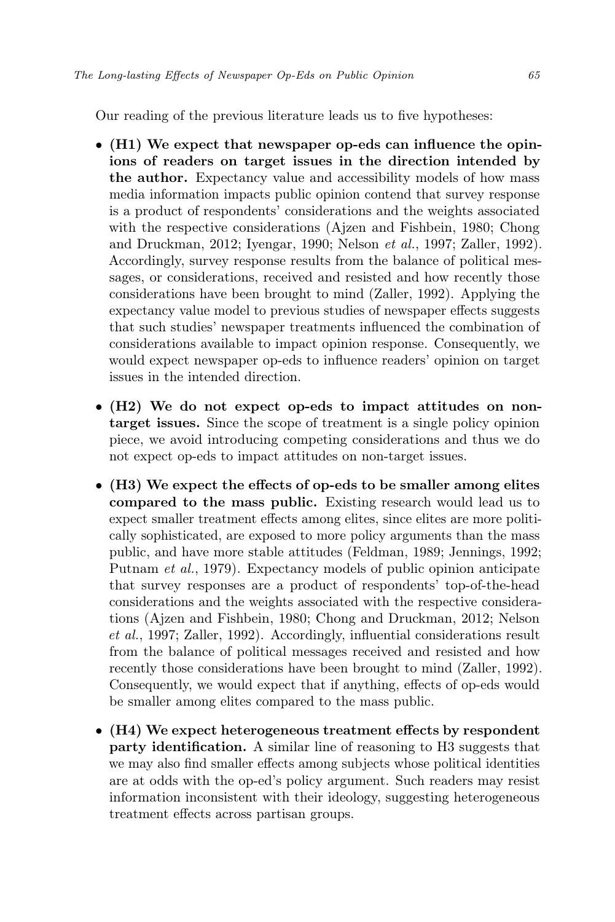Our reading of the previous literature leads us to five hypotheses:

- **(H1) We expect that newspaper op-eds can influence the opinions of readers on target issues in the direction intended by the author.** Expectancy value and accessibility models of how mass media information impacts public opinion contend that survey response is a product of respondents' considerations and the weights associated with the respective considerations (Ajzen and Fishbein, 1980; Chong and Druckman, 2012; Iyengar, 1990; Nelson *et al.*, 1997; Zaller, 1992). Accordingly, survey response results from the balance of political messages, or considerations, received and resisted and how recently those considerations have been brought to mind (Zaller, 1992). Applying the expectancy value model to previous studies of newspaper effects suggests that such studies' newspaper treatments influenced the combination of considerations available to impact opinion response. Consequently, we would expect newspaper op-eds to influence readers' opinion on target issues in the intended direction.

- **(H2) We do not expect op-eds to impact attitudes on non-target issues.** Since the scope of treatment is a single policy opinion piece, we avoid introducing competing considerations and thus we do not expect op-eds to impact attitudes on non-target issues.

- **(H3) We expect the effects of op-eds to be smaller among elites compared to the mass public.** Existing research would lead us to expect smaller treatment effects among elites, since elites are more politically sophisticated, are exposed to more policy arguments than the mass public, and have more stable attitudes (Feldman, 1989; Jennings, 1992; Putnam *et al.*, 1979). Expectancy models of public opinion anticipate that survey responses are a product of respondents' top-of-the-head considerations and the weights associated with the respective considerations (Ajzen and Fishbein, 1980; Chong and Druckman, 2012; Nelson *et al.*, 1997; Zaller, 1992). Accordingly, influential considerations result from the balance of political messages received and resisted and how recently those considerations have been brought to mind (Zaller, 1992). Consequently, we would expect that if anything, effects of op-eds would be smaller among elites compared to the mass public.

- **(H4) We expect heterogeneous treatment effects by respondent party identification.** A similar line of reasoning to H3 suggests that we may also find smaller effects among subjects whose political identities are at odds with the op-ed's policy argument. Such readers may resist information inconsistent with their ideology, suggesting heterogeneous treatment effects across partisan groups.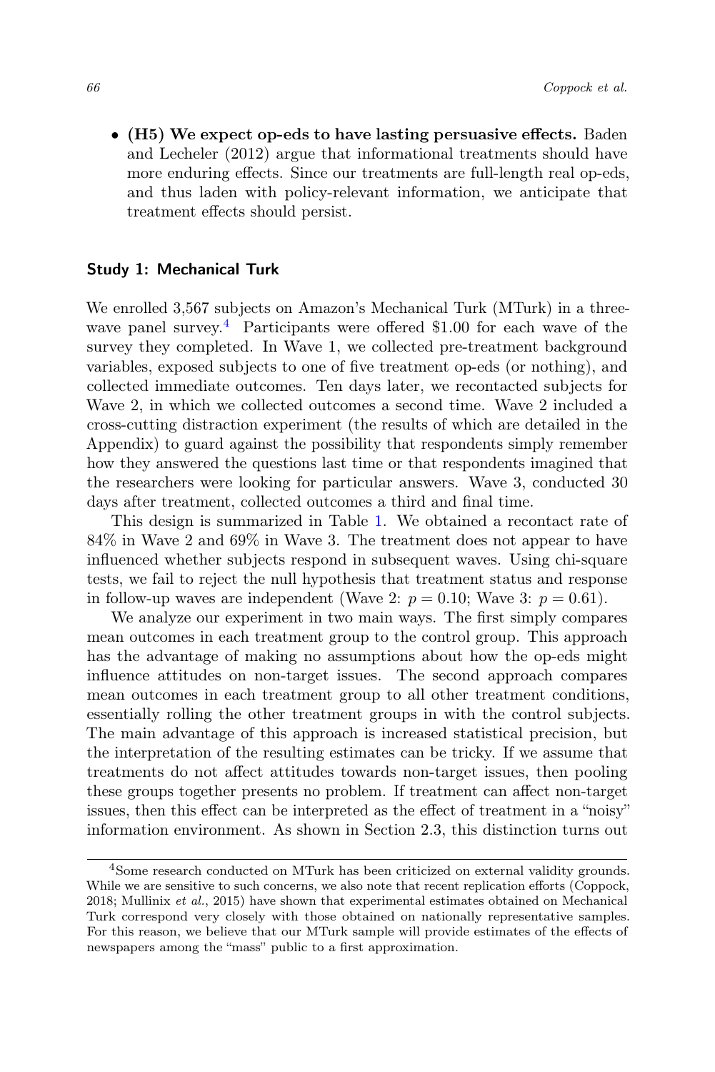- **(H5) We expect op-eds to have lasting persuasive effects.** Baden and Lecheler (2012) argue that informational treatments should have more enduring effects. Since our treatments are full-length real op-eds, and thus laden with policy-relevant information, we anticipate that treatment effects should persist.

## Study 1: Mechanical Turk

We enrolled 3,567 subjects on Amazon's Mechanical Turk (MTurk) in a three-wave panel survey.[4] Participants were offered $1.00 for each wave of the survey they completed. In Wave 1, we collected pre-treatment background variables, exposed subjects to one of five treatment op-eds (or nothing), and collected immediate outcomes. Ten days later, we recontacted subjects for Wave 2, in which we collected outcomes a second time. Wave 2 included a cross-cutting distraction experiment (the results of which are detailed in the Appendix) to guard against the possibility that respondents simply remember how they answered the questions last time or that respondents imagined that the researchers were looking for particular answers. Wave 3, conducted 30 days after treatment, collected outcomes a third and final time.

This design is summarized in Table 1. We obtained a recontact rate of 84% in Wave 2 and 69% in Wave 3. The treatment does not appear to have influenced whether subjects respond in subsequent waves. Using chi-square tests, we fail to reject the null hypothesis that treatment status and response in follow-up waves are independent (Wave 2: $p = 0.10$; Wave 3: $p = 0.61$).

We analyze our experiment in two main ways. The first simply compares mean outcomes in each treatment group to the control group. This approach has the advantage of making no assumptions about how the op-eds might influence attitudes on non-target issues. The second approach compares mean outcomes in each treatment group to all other treatment conditions, essentially rolling the other treatment groups in with the control subjects. The main advantage of this approach is increased statistical precision, but the interpretation of the resulting estimates can be tricky. If we assume that treatments do not affect attitudes towards non-target issues, then pooling these groups together presents no problem. If treatment can affect non-target issues, then this effect can be interpreted as the effect of treatment in a "noisy" information environment. As shown in Section 2.3, this distinction turns out

[4] Some research conducted on MTurk has been criticized on external validity grounds. While we are sensitive to such concerns, we also note that recent replication efforts (Coppock, 2018; Mullinix *et al.*, 2015) have shown that experimental estimates obtained on Mechanical Turk correspond very closely with those obtained on nationally representative samples. For this reason, we believe that our MTurk sample will provide estimates of the effects of newspapers among the "mass" public to a first approximation.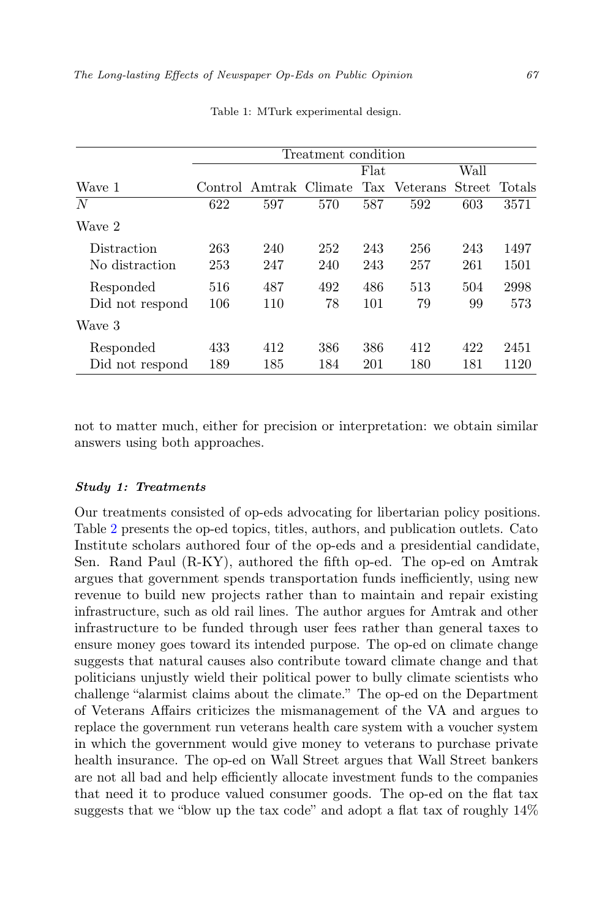Table 1: MTurk experimental design.

| | Treatment condition | | | | | | |
|---|---|---|---|---|---|---|---|
| Wave 1 | Control | Amtrak | Climate | Flat Tax | Veterans | Wall Street | Totals |
| $N$ | 622 | 597 | 570 | 587 | 592 | 603 | 3571 |
| Wave 2 | | | | | | | |
| Distraction | 263 | 240 | 252 | 243 | 256 | 243 | 1497 |
| No distraction | 253 | 247 | 240 | 243 | 257 | 261 | 1501 |
| Responded | 516 | 487 | 492 | 486 | 513 | 504 | 2998 |
| Did not respond | 106 | 110 | 78 | 101 | 79 | 99 | 573 |
| Wave 3 | | | | | | | |
| Responded | 433 | 412 | 386 | 386 | 412 | 422 | 2451 |
| Did not respond | 189 | 185 | 184 | 201 | 180 | 181 | 1120 |

not to matter much, either for precision or interpretation: we obtain similar answers using both approaches.

***Study 1: Treatments***

Our treatments consisted of op-eds advocating for libertarian policy positions. Table 2 presents the op-ed topics, titles, authors, and publication outlets. Cato Institute scholars authored four of the op-eds and a presidential candidate, Sen. Rand Paul (R-KY), authored the fifth op-ed. The op-ed on Amtrak argues that government spends transportation funds inefficiently, using new revenue to build new projects rather than to maintain and repair existing infrastructure, such as old rail lines. The author argues for Amtrak and other infrastructure to be funded through user fees rather than general taxes to ensure money goes toward its intended purpose. The op-ed on climate change suggests that natural causes also contribute toward climate change and that politicians unjustly wield their political power to bully climate scientists who challenge "alarmist claims about the climate." The op-ed on the Department of Veterans Affairs criticizes the mismanagement of the VA and argues to replace the government run veterans health care system with a voucher system in which the government would give money to veterans to purchase private health insurance. The op-ed on Wall Street argues that Wall Street bankers are not all bad and help efficiently allocate investment funds to the companies that need it to produce valued consumer goods. The op-ed on the flat tax suggests that we "blow up the tax code" and adopt a flat tax of roughly 14%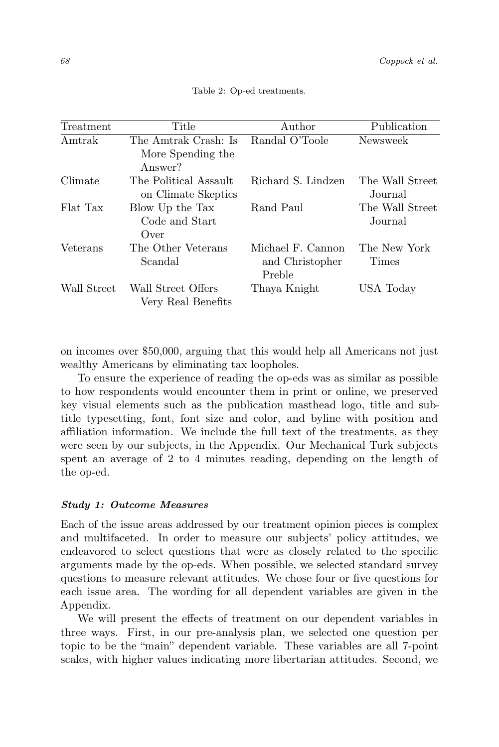Table 2: Op-ed treatments.

| Treatment | Title | Author | Publication |
|---|---|---|---|
| Amtrak | The Amtrak Crash: Is More Spending the Answer? | Randal O'Toole | Newsweek |
| Climate | The Political Assault on Climate Skeptics | Richard S. Lindzen | The Wall Street Journal |
| Flat Tax | Blow Up the Tax Code and Start Over | Rand Paul | The Wall Street Journal |
| Veterans | The Other Veterans Scandal | Michael F. Cannon and Christopher Preble | The New York Times |
| Wall Street | Wall Street Offers Very Real Benefits | Thaya Knight | USA Today |

on incomes over $50,000, arguing that this would help all Americans not just wealthy Americans by eliminating tax loopholes.

To ensure the experience of reading the op-eds was as similar as possible to how respondents would encounter them in print or online, we preserved key visual elements such as the publication masthead logo, title and subtitle typesetting, font, font size and color, and byline with position and affiliation information. We include the full text of the treatments, as they were seen by our subjects, in the Appendix. Our Mechanical Turk subjects spent an average of 2 to 4 minutes reading, depending on the length of the op-ed.

#### *Study 1: Outcome Measures*

Each of the issue areas addressed by our treatment opinion pieces is complex and multifaceted. In order to measure our subjects' policy attitudes, we endeavored to select questions that were as closely related to the specific arguments made by the op-eds. When possible, we selected standard survey questions to measure relevant attitudes. We chose four or five questions for each issue area. The wording for all dependent variables are given in the Appendix.

We will present the effects of treatment on our dependent variables in three ways. First, in our pre-analysis plan, we selected one question per topic to be the "main" dependent variable. These variables are all 7-point scales, with higher values indicating more libertarian attitudes. Second, we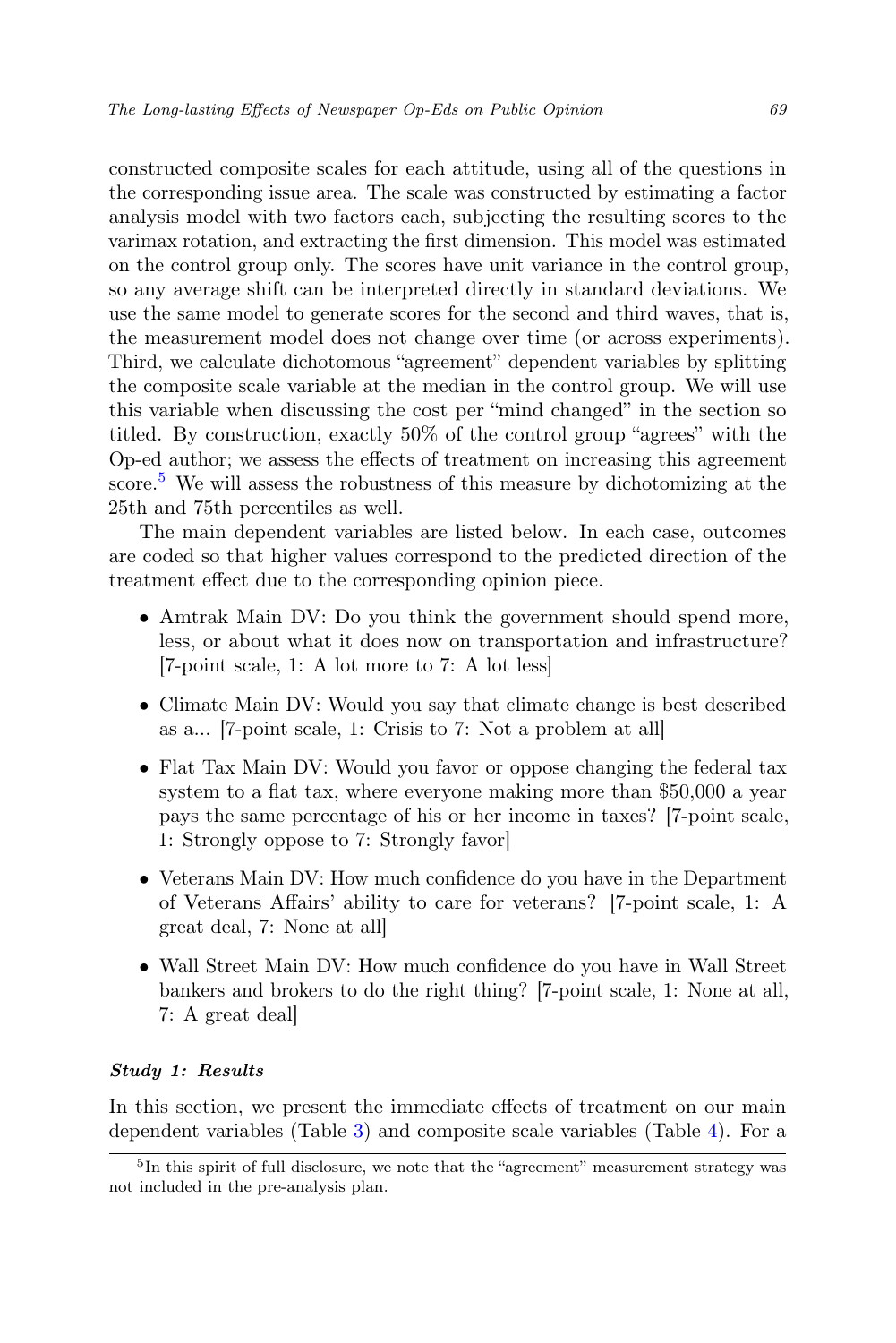constructed composite scales for each attitude, using all of the questions in the corresponding issue area. The scale was constructed by estimating a factor analysis model with two factors each, subjecting the resulting scores to the varimax rotation, and extracting the first dimension. This model was estimated on the control group only. The scores have unit variance in the control group, so any average shift can be interpreted directly in standard deviations. We use the same model to generate scores for the second and third waves, that is, the measurement model does not change over time (or across experiments). Third, we calculate dichotomous "agreement" dependent variables by splitting the composite scale variable at the median in the control group. We will use this variable when discussing the cost per "mind changed" in the section so titled. By construction, exactly 50% of the control group "agrees" with the Op-ed author; we assess the effects of treatment on increasing this agreement score.[5] We will assess the robustness of this measure by dichotomizing at the 25th and 75th percentiles as well.

The main dependent variables are listed below. In each case, outcomes are coded so that higher values correspond to the predicted direction of the treatment effect due to the corresponding opinion piece.

- Amtrak Main DV: Do you think the government should spend more, less, or about what it does now on transportation and infrastructure? [7-point scale, 1: A lot more to 7: A lot less]
- Climate Main DV: Would you say that climate change is best described as a... [7-point scale, 1: Crisis to 7: Not a problem at all]
- Flat Tax Main DV: Would you favor or oppose changing the federal tax system to a flat tax, where everyone making more than $50,000 a year pays the same percentage of his or her income in taxes? [7-point scale, 1: Strongly oppose to 7: Strongly favor]
- Veterans Main DV: How much confidence do you have in the Department of Veterans Affairs' ability to care for veterans? [7-point scale, 1: A great deal, 7: None at all]
- Wall Street Main DV: How much confidence do you have in Wall Street bankers and brokers to do the right thing? [7-point scale, 1: None at all, 7: A great deal]

#### *Study 1: Results*

In this section, we present the immediate effects of treatment on our main dependent variables (Table 3) and composite scale variables (Table 4). For a

[5] In this spirit of full disclosure, we note that the "agreement" measurement strategy was not included in the pre-analysis plan.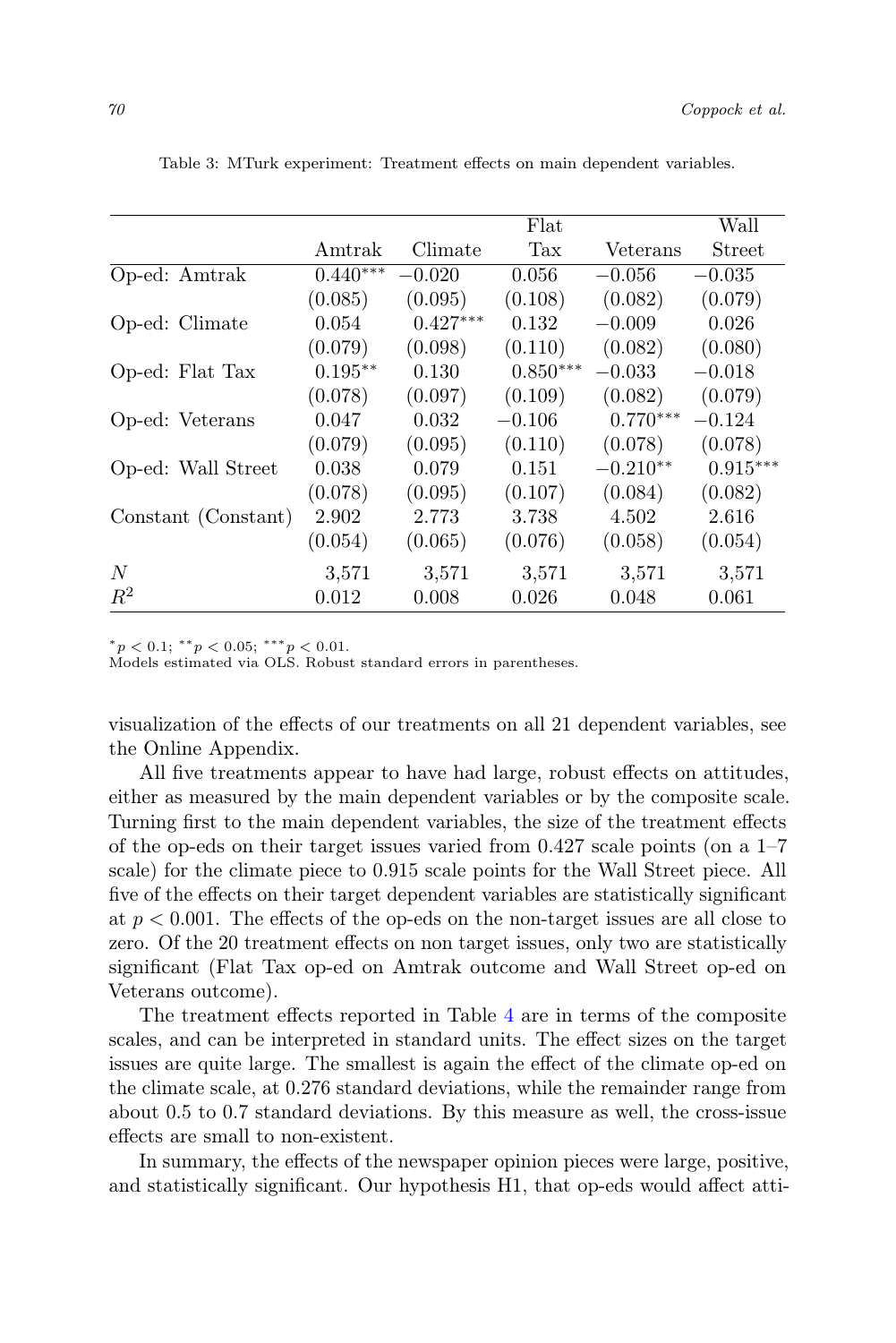Table 3: MTurk experiment: Treatment effects on main dependent variables.

| | Amtrak | Climate | Flat Tax | Veterans | Wall Street |
|---|---|---|---|---|---|
| Op-ed: Amtrak | $0.440^{***}$ | $-0.020$ | 0.056 | $-0.056$ | $-0.035$ |
| | (0.085) | (0.095) | (0.108) | (0.082) | (0.079) |
| Op-ed: Climate | 0.054 | $0.427^{***}$ | 0.132 | $-0.009$ | 0.026 |
| | (0.079) | (0.098) | (0.110) | (0.082) | (0.080) |
| Op-ed: Flat Tax | $0.195^{**}$ | 0.130 | $0.850^{***}$ | $-0.033$ | $-0.018$ |
| | (0.078) | (0.097) | (0.109) | (0.082) | (0.079) |
| Op-ed: Veterans | 0.047 | 0.032 | $-0.106$ | $0.770^{***}$ | $-0.124$ |
| | (0.079) | (0.095) | (0.110) | (0.078) | (0.078) |
| Op-ed: Wall Street | 0.038 | 0.079 | 0.151 | $-0.210^{**}$ | $0.915^{***}$ |
| | (0.078) | (0.095) | (0.107) | (0.084) | (0.082) |
| Constant (Constant) | 2.902 | 2.773 | 3.738 | 4.502 | 2.616 |
| | (0.054) | (0.065) | (0.076) | (0.058) | (0.054) |
| $N$ | 3,571 | 3,571 | 3,571 | 3,571 | 3,571 |
| $R^2$ | 0.012 | 0.008 | 0.026 | 0.048 | 0.061 |

$^{*}p < 0.1$; $^{**}p < 0.05$; $^{***}p < 0.01$.
Models estimated via OLS. Robust standard errors in parentheses.

visualization of the effects of our treatments on all 21 dependent variables, see the Online Appendix.

All five treatments appear to have had large, robust effects on attitudes, either as measured by the main dependent variables or by the composite scale. Turning first to the main dependent variables, the size of the treatment effects of the op-eds on their target issues varied from 0.427 scale points (on a 1–7 scale) for the climate piece to 0.915 scale points for the Wall Street piece. All five of the effects on their target dependent variables are statistically significant at $p < 0.001$. The effects of the op-eds on the non-target issues are all close to zero. Of the 20 treatment effects on non target issues, only two are statistically significant (Flat Tax op-ed on Amtrak outcome and Wall Street op-ed on Veterans outcome).

The treatment effects reported in Table 4 are in terms of the composite scales, and can be interpreted in standard units. The effect sizes on the target issues are quite large. The smallest is again the effect of the climate op-ed on the climate scale, at 0.276 standard deviations, while the remainder range from about 0.5 to 0.7 standard deviations. By this measure as well, the cross-issue effects are small to non-existent.

In summary, the effects of the newspaper opinion pieces were large, positive, and statistically significant. Our hypothesis H1, that op-eds would affect atti-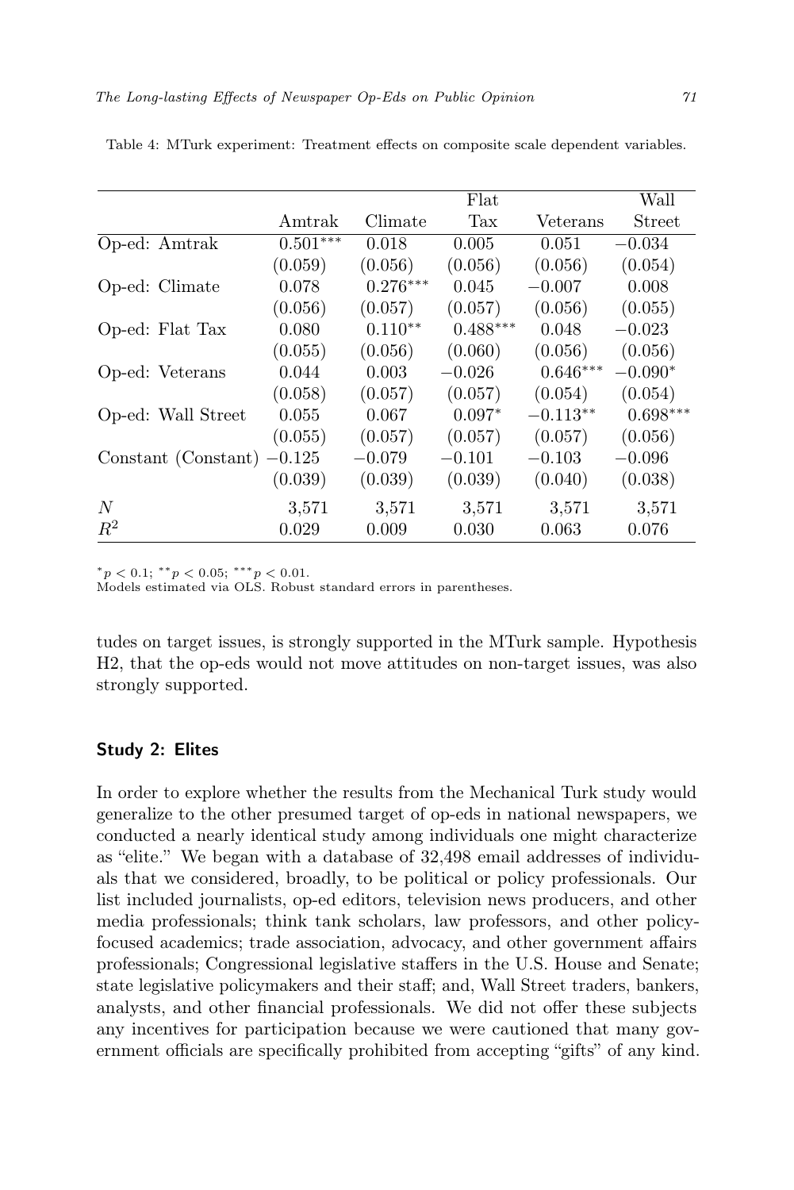Table 4: MTurk experiment: Treatment effects on composite scale dependent variables.

| | Amtrak | Climate | Flat Tax | Veterans | Wall Street |
|---|---|---|---|---|---|
| Op-ed: Amtrak | $0.501^{***}$ | 0.018 | 0.005 | 0.051 | $-0.034$ |
| | (0.059) | (0.056) | (0.056) | (0.056) | (0.054) |
| Op-ed: Climate | 0.078 | $0.276^{***}$ | 0.045 | $-0.007$ | 0.008 |
| | (0.056) | (0.057) | (0.057) | (0.056) | (0.055) |
| Op-ed: Flat Tax | 0.080 | $0.110^{**}$ | $0.488^{***}$ | 0.048 | $-0.023$ |
| | (0.055) | (0.056) | (0.060) | (0.056) | (0.056) |
| Op-ed: Veterans | 0.044 | 0.003 | $-0.026$ | $0.646^{***}$ | $-0.090^{*}$ |
| | (0.058) | (0.057) | (0.057) | (0.054) | (0.054) |
| Op-ed: Wall Street | 0.055 | 0.067 | $0.097^{*}$ | $-0.113^{**}$ | $0.698^{***}$ |
| | (0.055) | (0.057) | (0.057) | (0.057) | (0.056) |
| Constant (Constant) | $-0.125$ | $-0.079$ | $-0.101$ | $-0.103$ | $-0.096$ |
| | (0.039) | (0.039) | (0.039) | (0.040) | (0.038) |
| $N$ | 3,571 | 3,571 | 3,571 | 3,571 | 3,571 |
| $R^2$ | 0.029 | 0.009 | 0.030 | 0.063 | 0.076 |

$^{*}p < 0.1$; $^{**}p < 0.05$; $^{***}p < 0.01$.
Models estimated via OLS. Robust standard errors in parentheses.

tudes on target issues, is strongly supported in the MTurk sample. Hypothesis H2, that the op-eds would not move attitudes on non-target issues, was also strongly supported.

### Study 2: Elites

In order to explore whether the results from the Mechanical Turk study would generalize to the other presumed target of op-eds in national newspapers, we conducted a nearly identical study among individuals one might characterize as "elite." We began with a database of 32,498 email addresses of individuals that we considered, broadly, to be political or policy professionals. Our list included journalists, op-ed editors, television news producers, and other media professionals; think tank scholars, law professors, and other policy-focused academics; trade association, advocacy, and other government affairs professionals; Congressional legislative staffers in the U.S. House and Senate; state legislative policymakers and their staff; and, Wall Street traders, bankers, analysts, and other financial professionals. We did not offer these subjects any incentives for participation because we were cautioned that many government officials are specifically prohibited from accepting "gifts" of any kind.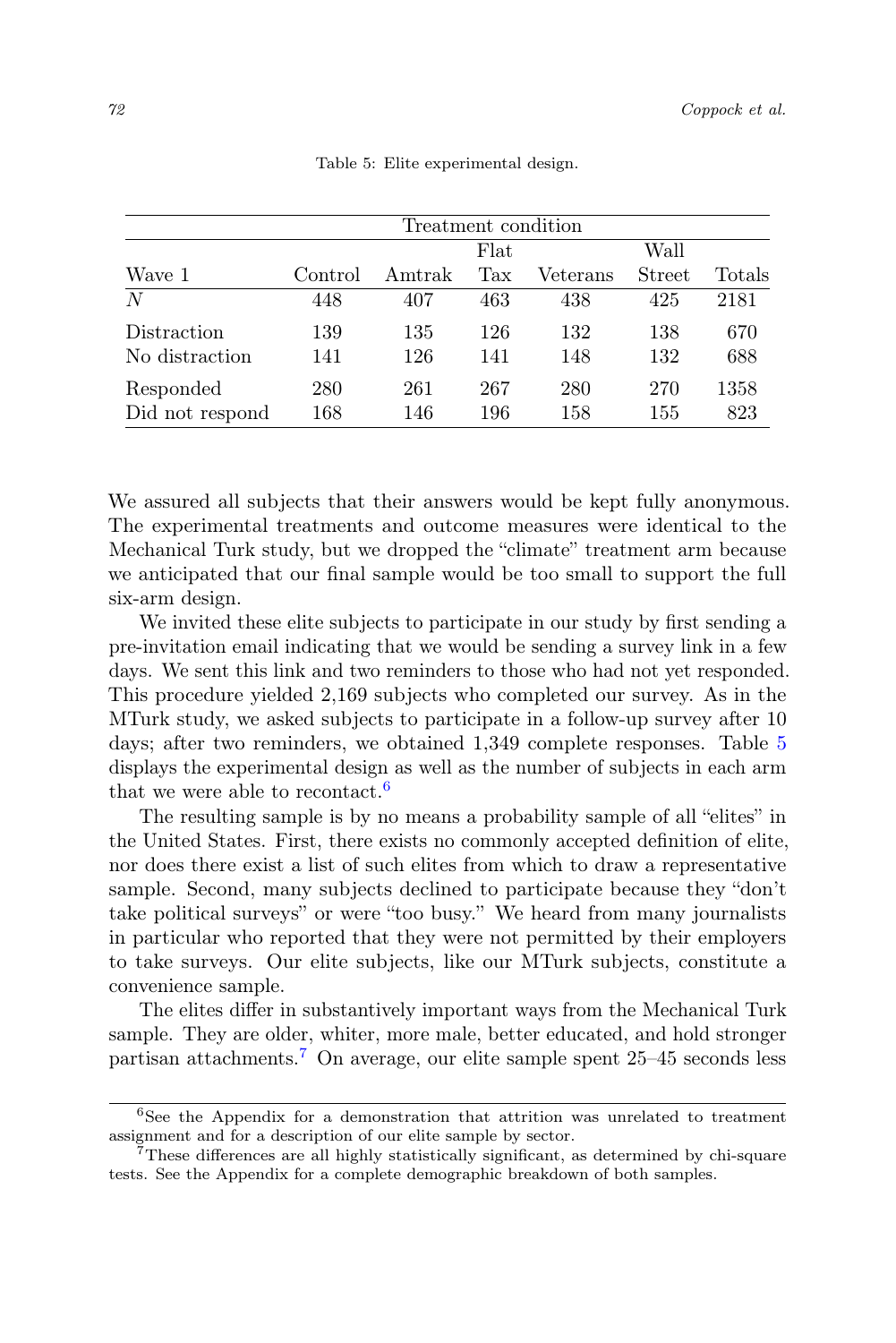Table 5: Elite experimental design.

| | Treatment condition | | | | | |
|---|---|---|---|---|---|---|
| Wave 1 | Control | Amtrak | Flat Tax | Veterans | Wall Street | Totals |
| $N$ | 448 | 407 | 463 | 438 | 425 | 2181 |
| Distraction | 139 | 135 | 126 | 132 | 138 | 670 |
| No distraction | 141 | 126 | 141 | 148 | 132 | 688 |
| Responded | 280 | 261 | 267 | 280 | 270 | 1358 |
| Did not respond | 168 | 146 | 196 | 158 | 155 | 823 |

We assured all subjects that their answers would be kept fully anonymous. The experimental treatments and outcome measures were identical to the Mechanical Turk study, but we dropped the "climate" treatment arm because we anticipated that our final sample would be too small to support the full six-arm design.

We invited these elite subjects to participate in our study by first sending a pre-invitation email indicating that we would be sending a survey link in a few days. We sent this link and two reminders to those who had not yet responded. This procedure yielded 2,169 subjects who completed our survey. As in the MTurk study, we asked subjects to participate in a follow-up survey after 10 days; after two reminders, we obtained 1,349 complete responses. Table 5 displays the experimental design as well as the number of subjects in each arm that we were able to recontact.[6]

The resulting sample is by no means a probability sample of all "elites" in the United States. First, there exists no commonly accepted definition of elite, nor does there exist a list of such elites from which to draw a representative sample. Second, many subjects declined to participate because they "don't take political surveys" or were "too busy." We heard from many journalists in particular who reported that they were not permitted by their employers to take surveys. Our elite subjects, like our MTurk subjects, constitute a convenience sample.

The elites differ in substantively important ways from the Mechanical Turk sample. They are older, whiter, more male, better educated, and hold stronger partisan attachments.[7] On average, our elite sample spent 25–45 seconds less

[6] See the Appendix for a demonstration that attrition was unrelated to treatment assignment and for a description of our elite sample by sector.

[7] These differences are all highly statistically significant, as determined by chi-square tests. See the Appendix for a complete demographic breakdown of both samples.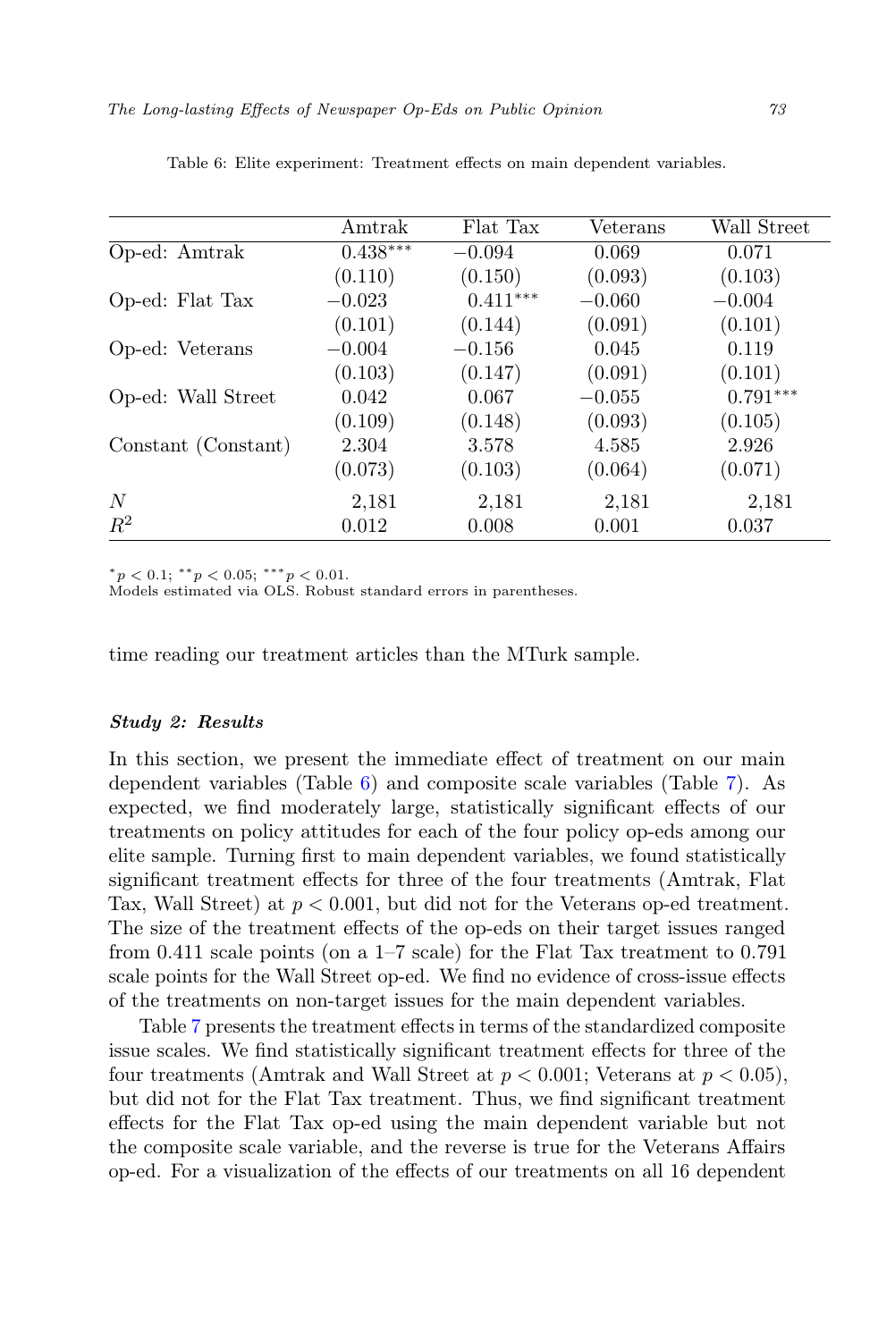Table 6: Elite experiment: Treatment effects on main dependent variables.

| | Amtrak | Flat Tax | Veterans | Wall Street |
|---|---|---|---|---|
| Op-ed: Amtrak | 0.438*** | −0.094 | 0.069 | 0.071 |
| | (0.110) | (0.150) | (0.093) | (0.103) |
| Op-ed: Flat Tax | −0.023 | 0.411*** | −0.060 | −0.004 |
| | (0.101) | (0.144) | (0.091) | (0.101) |
| Op-ed: Veterans | −0.004 | −0.156 | 0.045 | 0.119 |
| | (0.103) | (0.147) | (0.091) | (0.101) |
| Op-ed: Wall Street | 0.042 | 0.067 | −0.055 | 0.791*** |
| | (0.109) | (0.148) | (0.093) | (0.105) |
| Constant (Constant) | 2.304 | 3.578 | 4.585 | 2.926 |
| | (0.073) | (0.103) | (0.064) | (0.071) |
| $N$ | 2,181 | 2,181 | 2,181 | 2,181 |
| $R^2$ | 0.012 | 0.008 | 0.001 | 0.037 |

$^{*}p < 0.1$; $^{**}p < 0.05$; $^{***}p < 0.01$.
Models estimated via OLS. Robust standard errors in parentheses.

time reading our treatment articles than the MTurk sample.

### *Study 2: Results*

In this section, we present the immediate effect of treatment on our main dependent variables (Table 6) and composite scale variables (Table 7). As expected, we find moderately large, statistically significant effects of our treatments on policy attitudes for each of the four policy op-eds among our elite sample. Turning first to main dependent variables, we found statistically significant treatment effects for three of the four treatments (Amtrak, Flat Tax, Wall Street) at $p < 0.001$, but did not for the Veterans op-ed treatment. The size of the treatment effects of the op-eds on their target issues ranged from 0.411 scale points (on a 1–7 scale) for the Flat Tax treatment to 0.791 scale points for the Wall Street op-ed. We find no evidence of cross-issue effects of the treatments on non-target issues for the main dependent variables.

Table 7 presents the treatment effects in terms of the standardized composite issue scales. We find statistically significant treatment effects for three of the four treatments (Amtrak and Wall Street at $p < 0.001$; Veterans at $p < 0.05$), but did not for the Flat Tax treatment. Thus, we find significant treatment effects for the Flat Tax op-ed using the main dependent variable but not the composite scale variable, and the reverse is true for the Veterans Affairs op-ed. For a visualization of the effects of our treatments on all 16 dependent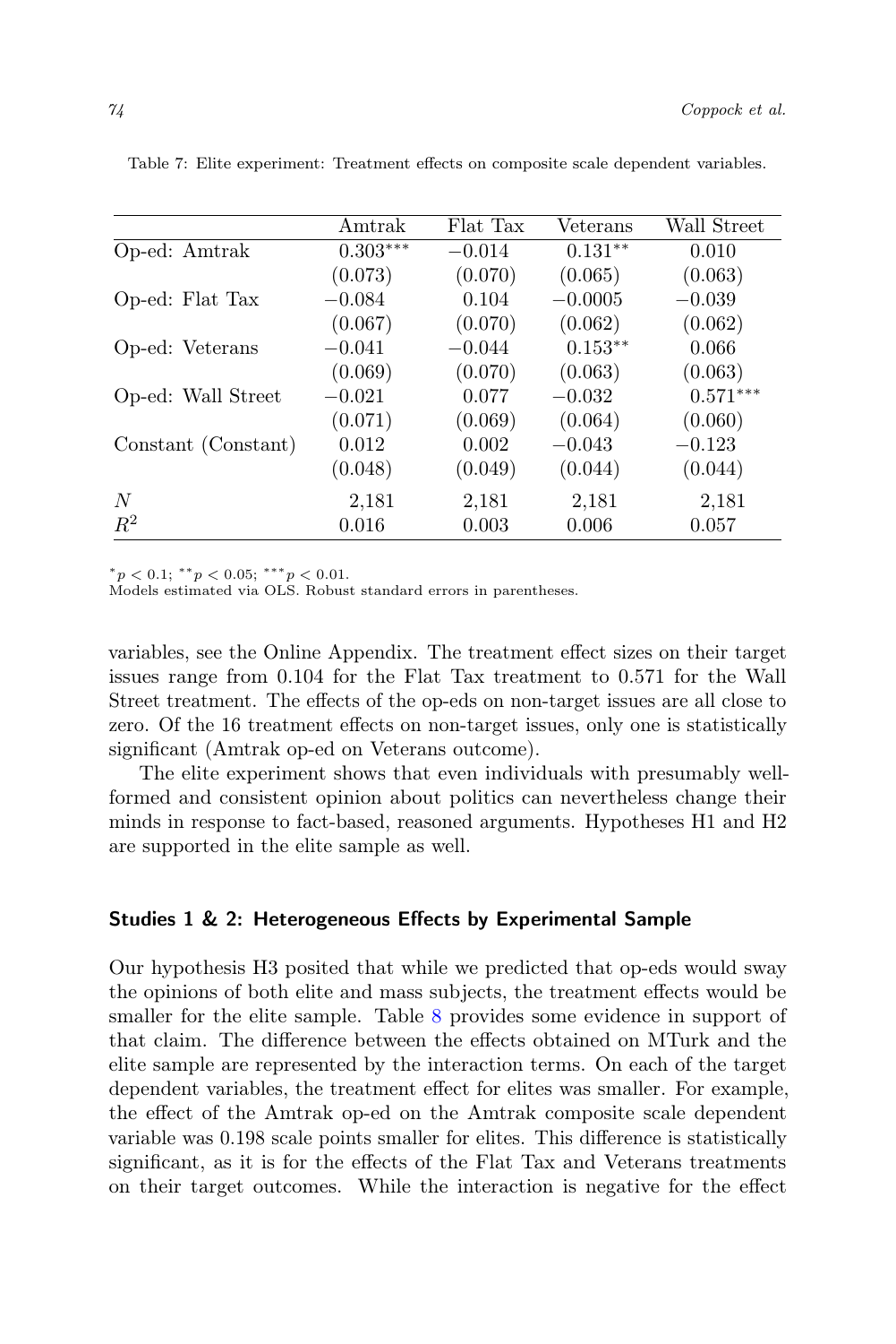Table 7: Elite experiment: Treatment effects on composite scale dependent variables.

| | Amtrak | Flat Tax | Veterans | Wall Street |
|---|---|---|---|---|
| Op-ed: Amtrak | $0.303^{***}$ | $-0.014$ | $0.131^{**}$ | 0.010 |
| | (0.073) | (0.070) | (0.065) | (0.063) |
| Op-ed: Flat Tax | $-0.084$ | 0.104 | $-0.0005$ | $-0.039$ |
| | (0.067) | (0.070) | (0.062) | (0.062) |
| Op-ed: Veterans | $-0.041$ | $-0.044$ | $0.153^{**}$ | 0.066 |
| | (0.069) | (0.070) | (0.063) | (0.063) |
| Op-ed: Wall Street | $-0.021$ | 0.077 | $-0.032$ | $0.571^{***}$ |
| | (0.071) | (0.069) | (0.064) | (0.060) |
| Constant (Constant) | 0.012 | 0.002 | $-0.043$ | $-0.123$ |
| | (0.048) | (0.049) | (0.044) | (0.044) |
| $N$ | 2,181 | 2,181 | 2,181 | 2,181 |
| $R^2$ | 0.016 | 0.003 | 0.006 | 0.057 |

$^{*}p < 0.1$; $^{**}p < 0.05$; $^{***}p < 0.01$.
Models estimated via OLS. Robust standard errors in parentheses.

variables, see the Online Appendix. The treatment effect sizes on their target issues range from 0.104 for the Flat Tax treatment to 0.571 for the Wall Street treatment. The effects of the op-eds on non-target issues are all close to zero. Of the 16 treatment effects on non-target issues, only one is statistically significant (Amtrak op-ed on Veterans outcome).

The elite experiment shows that even individuals with presumably well-formed and consistent opinion about politics can nevertheless change their minds in response to fact-based, reasoned arguments. Hypotheses H1 and H2 are supported in the elite sample as well.

### Studies 1 & 2: Heterogeneous Effects by Experimental Sample

Our hypothesis H3 posited that while we predicted that op-eds would sway the opinions of both elite and mass subjects, the treatment effects would be smaller for the elite sample. Table 8 provides some evidence in support of that claim. The difference between the effects obtained on MTurk and the elite sample are represented by the interaction terms. On each of the target dependent variables, the treatment effect for elites was smaller. For example, the effect of the Amtrak op-ed on the Amtrak composite scale dependent variable was 0.198 scale points smaller for elites. This difference is statistically significant, as it is for the effects of the Flat Tax and Veterans treatments on their target outcomes. While the interaction is negative for the effect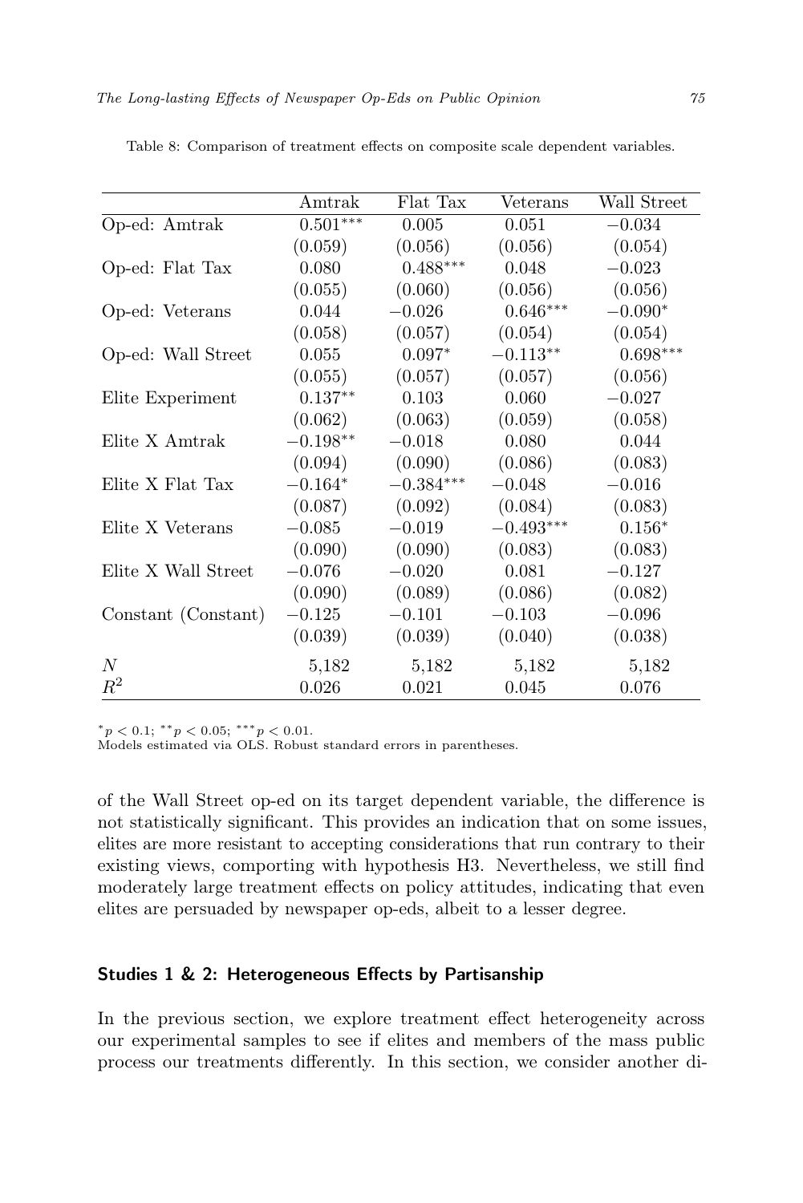Table 8: Comparison of treatment effects on composite scale dependent variables.

| | Amtrak | Flat Tax | Veterans | Wall Street |
|---|---|---|---|---|
| Op-ed: Amtrak | $0.501^{***}$ | 0.005 | 0.051 | $-0.034$ |
| | (0.059) | (0.056) | (0.056) | (0.054) |
| Op-ed: Flat Tax | 0.080 | $0.488^{***}$ | 0.048 | $-0.023$ |
| | (0.055) | (0.060) | (0.056) | (0.056) |
| Op-ed: Veterans | 0.044 | $-0.026$ | $0.646^{***}$ | $-0.090^{*}$ |
| | (0.058) | (0.057) | (0.054) | (0.054) |
| Op-ed: Wall Street | 0.055 | $0.097^{*}$ | $-0.113^{**}$ | $0.698^{***}$ |
| | (0.055) | (0.057) | (0.057) | (0.056) |
| Elite Experiment | $0.137^{**}$ | 0.103 | 0.060 | $-0.027$ |
| | (0.062) | (0.063) | (0.059) | (0.058) |
| Elite X Amtrak | $-0.198^{**}$ | $-0.018$ | 0.080 | 0.044 |
| | (0.094) | (0.090) | (0.086) | (0.083) |
| Elite X Flat Tax | $-0.164^{*}$ | $-0.384^{***}$ | $-0.048$ | $-0.016$ |
| | (0.087) | (0.092) | (0.084) | (0.083) |
| Elite X Veterans | $-0.085$ | $-0.019$ | $-0.493^{***}$ | $0.156^{*}$ |
| | (0.090) | (0.090) | (0.083) | (0.083) |
| Elite X Wall Street | $-0.076$ | $-0.020$ | 0.081 | $-0.127$ |
| | (0.090) | (0.089) | (0.086) | (0.082) |
| Constant (Constant) | $-0.125$ | $-0.101$ | $-0.103$ | $-0.096$ |
| | (0.039) | (0.039) | (0.040) | (0.038) |
| $N$ | 5,182 | 5,182 | 5,182 | 5,182 |
| $R^2$ | 0.026 | 0.021 | 0.045 | 0.076 |

$^{*}p < 0.1$; $^{**}p < 0.05$; $^{***}p < 0.01$.
Models estimated via OLS. Robust standard errors in parentheses.

of the Wall Street op-ed on its target dependent variable, the difference is not statistically significant. This provides an indication that on some issues, elites are more resistant to accepting considerations that run contrary to their existing views, comporting with hypothesis H3. Nevertheless, we still find moderately large treatment effects on policy attitudes, indicating that even elites are persuaded by newspaper op-eds, albeit to a lesser degree.

### Studies 1 & 2: Heterogeneous Effects by Partisanship

In the previous section, we explore treatment effect heterogeneity across our experimental samples to see if elites and members of the mass public process our treatments differently. In this section, we consider another di-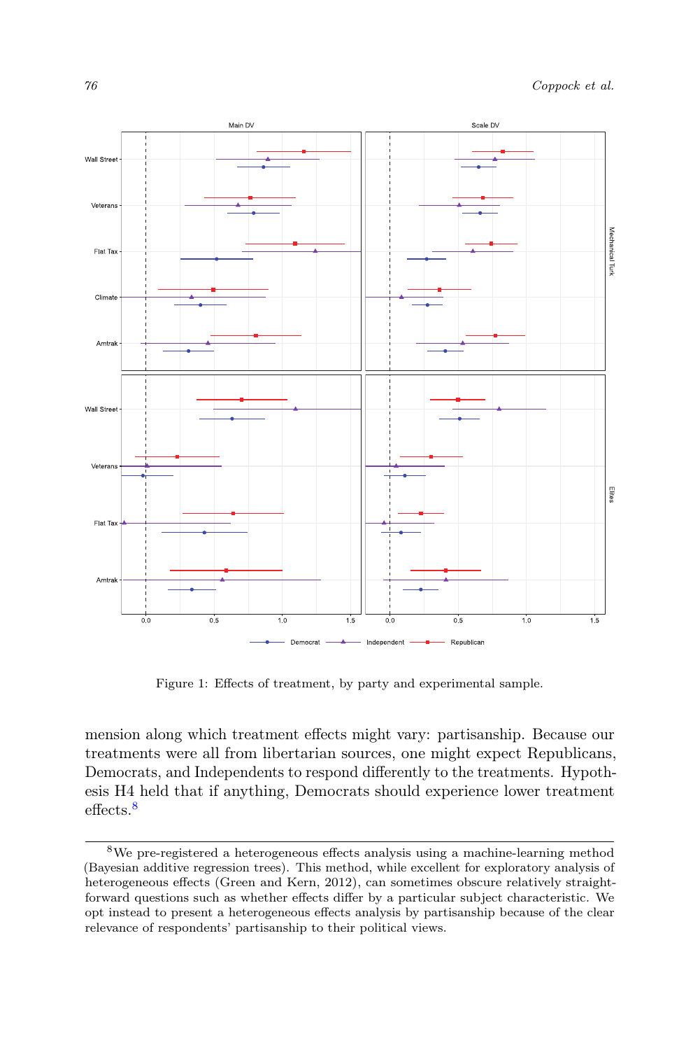Figure 1: Effects of treatment, by party and experimental sample.

mension along which treatment effects might vary: partisanship. Because our treatments were all from libertarian sources, one might expect Republicans, Democrats, and Independents to respond differently to the treatments. Hypothesis H4 held that if anything, Democrats should experience lower treatment effects.[8]

[8] We pre-registered a heterogeneous effects analysis using a machine-learning method (Bayesian additive regression trees). This method, while excellent for exploratory analysis of heterogeneous effects (Green and Kern, 2012), can sometimes obscure relatively straightforward questions such as whether effects differ by a particular subject characteristic. We opt instead to present a heterogeneous effects analysis by partisanship because of the clear relevance of respondents' partisanship to their political views.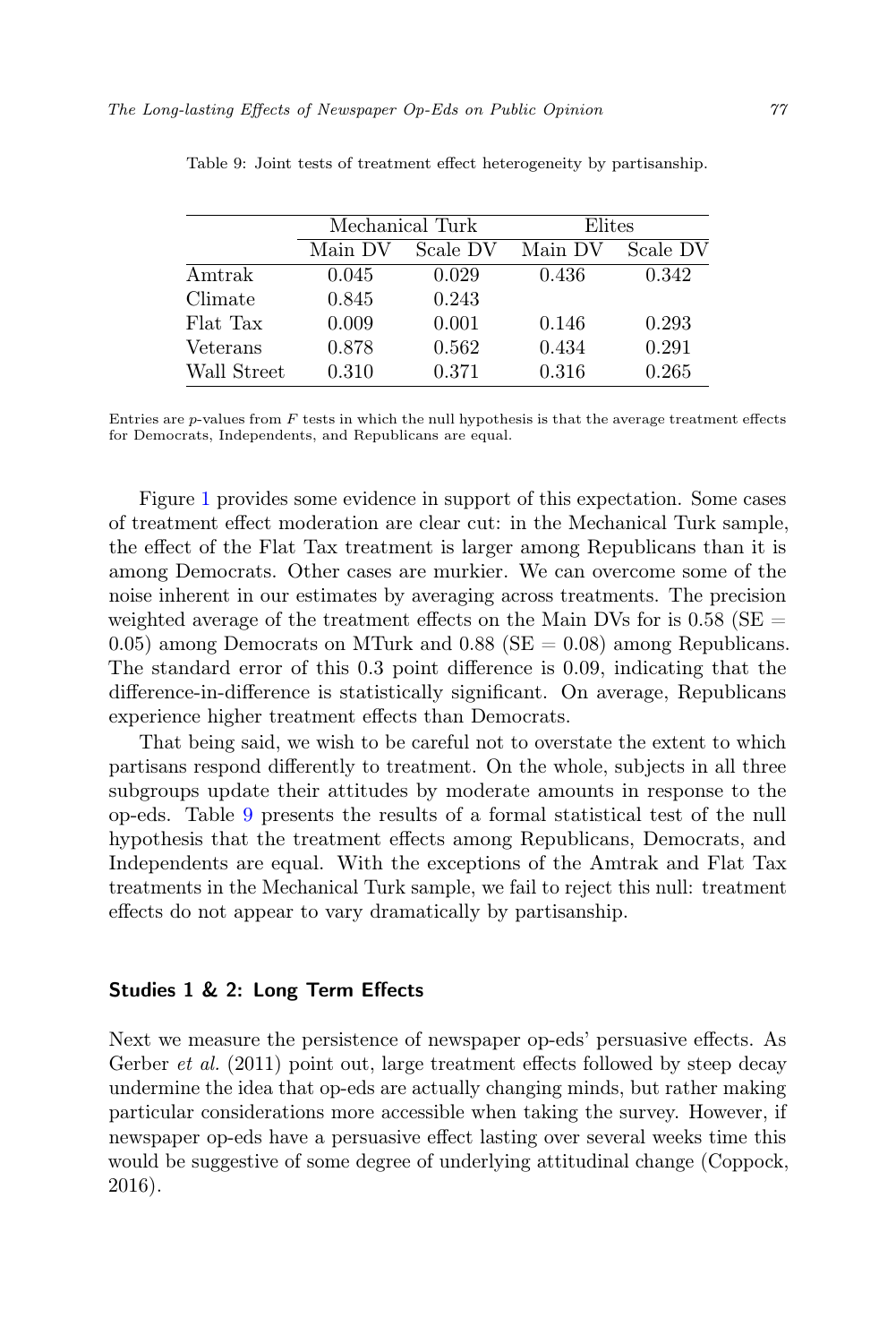Table 9: Joint tests of treatment effect heterogeneity by partisanship.

| | Mechanical Turk | | Elites | |
|---|---|---|---|---|
| | Main DV | Scale DV | Main DV | Scale DV |
| Amtrak | 0.045 | 0.029 | 0.436 | 0.342 |
| Climate | 0.845 | 0.243 | | |
| Flat Tax | 0.009 | 0.001 | 0.146 | 0.293 |
| Veterans | 0.878 | 0.562 | 0.434 | 0.291 |
| Wall Street | 0.310 | 0.371 | 0.316 | 0.265 |

Entries are $p$-values from $F$ tests in which the null hypothesis is that the average treatment effects for Democrats, Independents, and Republicans are equal.

Figure 1 provides some evidence in support of this expectation. Some cases of treatment effect moderation are clear cut: in the Mechanical Turk sample, the effect of the Flat Tax treatment is larger among Republicans than it is among Democrats. Other cases are murkier. We can overcome some of the noise inherent in our estimates by averaging across treatments. The precision weighted average of the treatment effects on the Main DVs for is 0.58 (SE = 0.05) among Democrats on MTurk and 0.88 (SE = 0.08) among Republicans. The standard error of this 0.3 point difference is 0.09, indicating that the difference-in-difference is statistically significant. On average, Republicans experience higher treatment effects than Democrats.

That being said, we wish to be careful not to overstate the extent to which partisans respond differently to treatment. On the whole, subjects in all three subgroups update their attitudes by moderate amounts in response to the op-eds. Table 9 presents the results of a formal statistical test of the null hypothesis that the treatment effects among Republicans, Democrats, and Independents are equal. With the exceptions of the Amtrak and Flat Tax treatments in the Mechanical Turk sample, we fail to reject this null: treatment effects do not appear to vary dramatically by partisanship.

### Studies 1 & 2: Long Term Effects

Next we measure the persistence of newspaper op-eds' persuasive effects. As Gerber *et al.* (2011) point out, large treatment effects followed by steep decay undermine the idea that op-eds are actually changing minds, but rather making particular considerations more accessible when taking the survey. However, if newspaper op-eds have a persuasive effect lasting over several weeks time this would be suggestive of some degree of underlying attitudinal change (Coppock, 2016).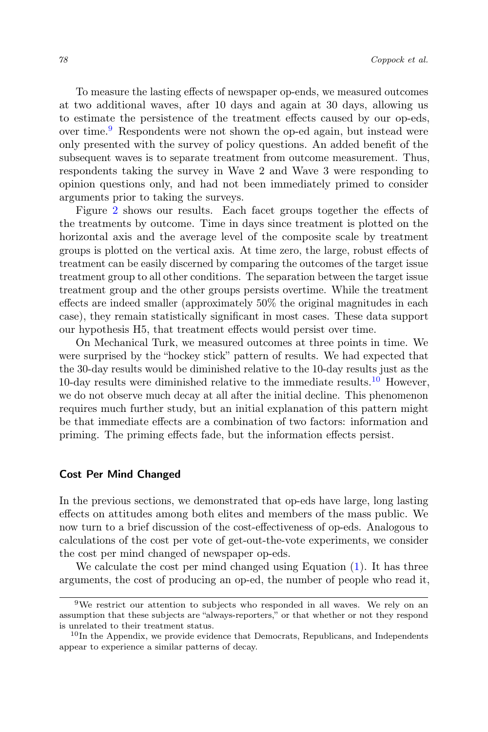To measure the lasting effects of newspaper op-ends, we measured outcomes at two additional waves, after 10 days and again at 30 days, allowing us to estimate the persistence of the treatment effects caused by our op-eds, over time.[9] Respondents were not shown the op-ed again, but instead were only presented with the survey of policy questions. An added benefit of the subsequent waves is to separate treatment from outcome measurement. Thus, respondents taking the survey in Wave 2 and Wave 3 were responding to opinion questions only, and had not been immediately primed to consider arguments prior to taking the surveys.

Figure 2 shows our results. Each facet groups together the effects of the treatments by outcome. Time in days since treatment is plotted on the horizontal axis and the average level of the composite scale by treatment groups is plotted on the vertical axis. At time zero, the large, robust effects of treatment can be easily discerned by comparing the outcomes of the target issue treatment group to all other conditions. The separation between the target issue treatment group and the other groups persists overtime. While the treatment effects are indeed smaller (approximately 50% the original magnitudes in each case), they remain statistically significant in most cases. These data support our hypothesis H5, that treatment effects would persist over time.

On Mechanical Turk, we measured outcomes at three points in time. We were surprised by the "hockey stick" pattern of results. We had expected that the 30-day results would be diminished relative to the 10-day results just as the 10-day results were diminished relative to the immediate results.[10] However, we do not observe much decay at all after the initial decline. This phenomenon requires much further study, but an initial explanation of this pattern might be that immediate effects are a combination of two factors: information and priming. The priming effects fade, but the information effects persist.

## Cost Per Mind Changed

In the previous sections, we demonstrated that op-eds have large, long lasting effects on attitudes among both elites and members of the mass public. We now turn to a brief discussion of the cost-effectiveness of op-eds. Analogous to calculations of the cost per vote of get-out-the-vote experiments, we consider the cost per mind changed of newspaper op-eds.

We calculate the cost per mind changed using Equation (1). It has three arguments, the cost of producing an op-ed, the number of people who read it,

[9] We restrict our attention to subjects who responded in all waves. We rely on an assumption that these subjects are "always-reporters," or that whether or not they respond is unrelated to their treatment status.

[10] In the Appendix, we provide evidence that Democrats, Republicans, and Independents appear to experience a similar patterns of decay.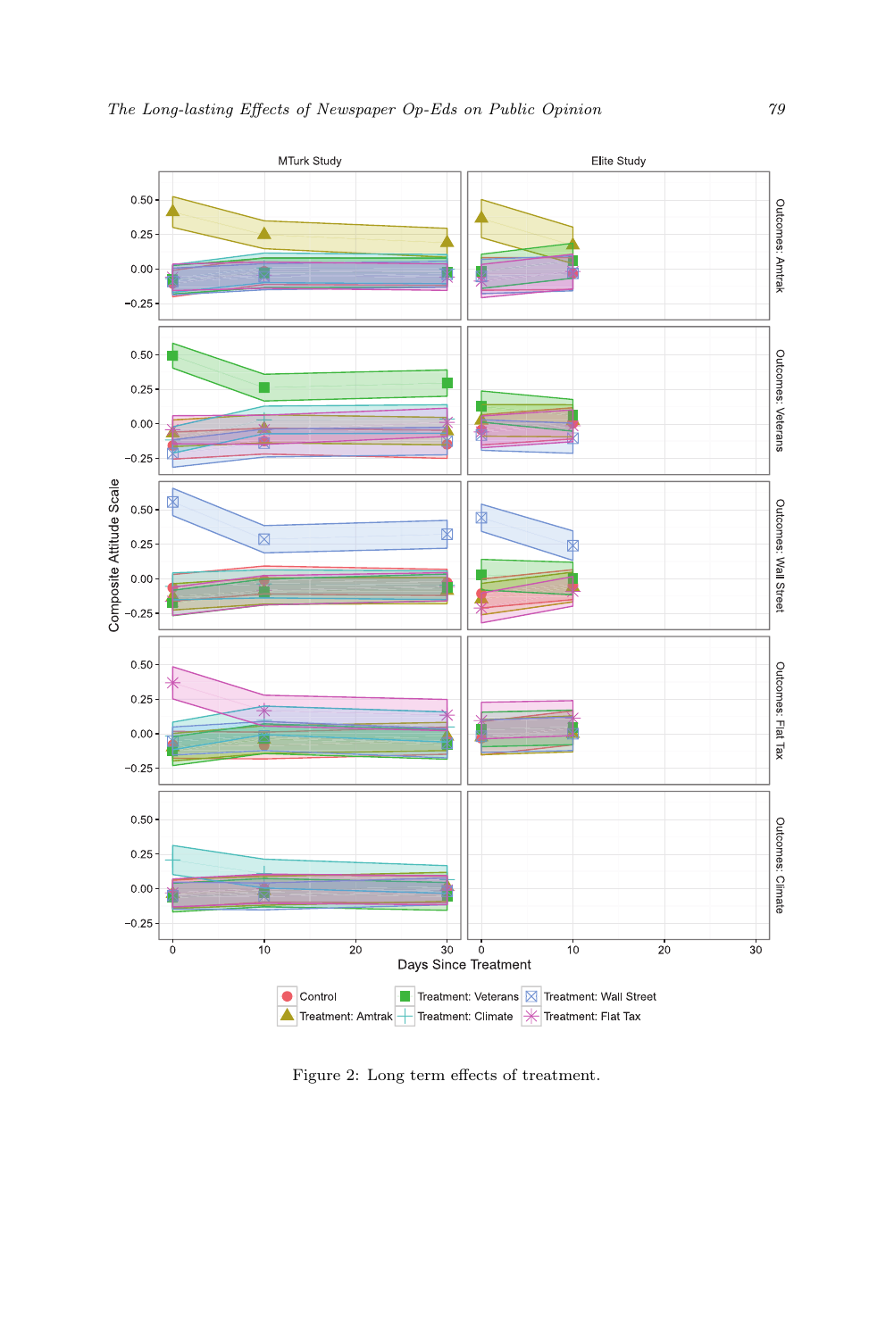Figure 2: Long term effects of treatment.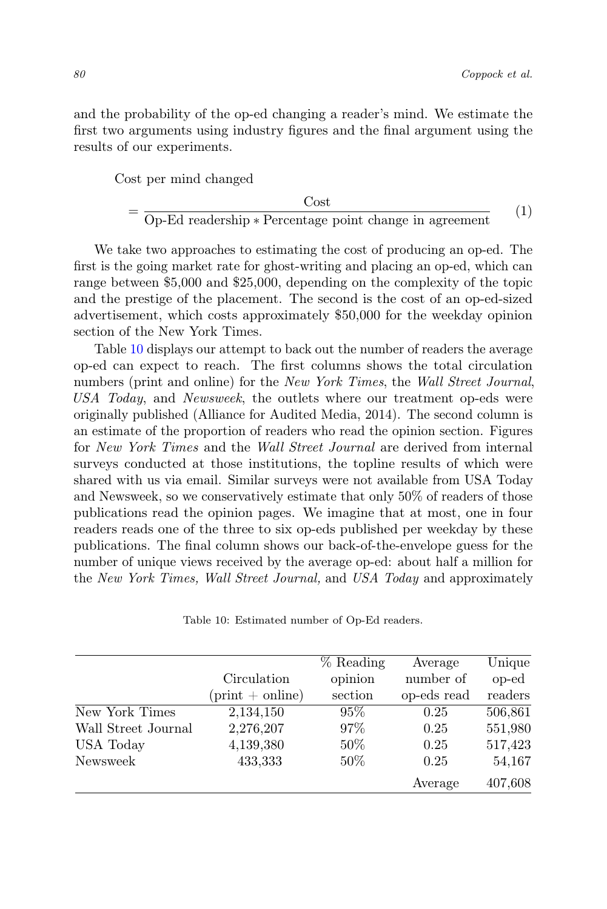and the probability of the op-ed changing a reader's mind. We estimate the first two arguments using industry figures and the final argument using the results of our experiments.

$$\text{Cost per mind changed} = \frac{\text{Cost}}{\text{Op-Ed readership} * \text{Percentage point change in agreement}} \quad (1)$$

We take two approaches to estimating the cost of producing an op-ed. The first is the going market rate for ghost-writing and placing an op-ed, which can range between \$5,000 and \$25,000, depending on the complexity of the topic and the prestige of the placement. The second is the cost of an op-ed-sized advertisement, which costs approximately \$50,000 for the weekday opinion section of the New York Times.

Table 10 displays our attempt to back out the number of readers the average op-ed can expect to reach. The first columns shows the total circulation numbers (print and online) for the *New York Times*, the *Wall Street Journal*, *USA Today*, and *Newsweek*, the outlets where our treatment op-eds were originally published (Alliance for Audited Media, 2014). The second column is an estimate of the proportion of readers who read the opinion section. Figures for *New York Times* and the *Wall Street Journal* are derived from internal surveys conducted at those institutions, the topline results of which were shared with us via email. Similar surveys were not available from USA Today and Newsweek, so we conservatively estimate that only 50% of readers of those publications read the opinion pages. We imagine that at most, one in four readers reads one of the three to six op-eds published per weekday by these publications. The final column shows our back-of-the-envelope guess for the number of unique views received by the average op-ed: about half a million for the *New York Times, Wall Street Journal,* and *USA Today* and approximately

Table 10: Estimated number of Op-Ed readers.

| | Circulation (print + online) | % Reading opinion section | Average number of op-eds read | Unique op-ed readers |
|---|---|---|---|---|
| New York Times | 2,134,150 | 95% | 0.25 | 506,861 |
| Wall Street Journal | 2,276,207 | 97% | 0.25 | 551,980 |
| USA Today | 4,139,380 | 50% | 0.25 | 517,423 |
| Newsweek | 433,333 | 50% | 0.25 | 54,167 |
| | | | Average | 407,608 |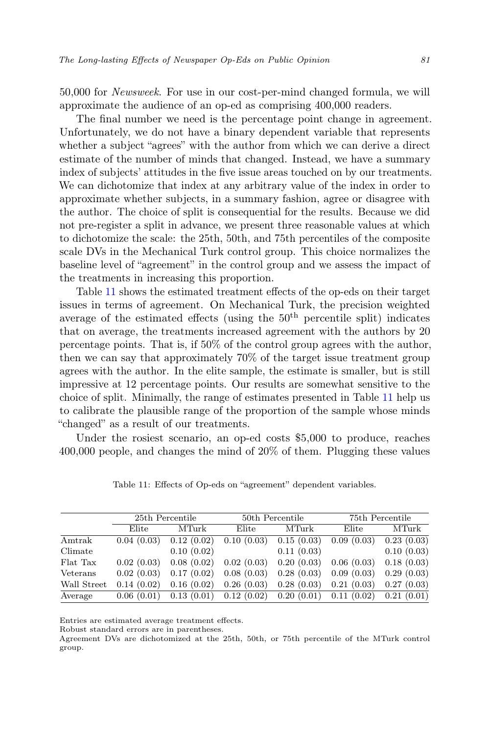50,000 for *Newsweek*. For use in our cost-per-mind changed formula, we will approximate the audience of an op-ed as comprising 400,000 readers.

The final number we need is the percentage point change in agreement. Unfortunately, we do not have a binary dependent variable that represents whether a subject "agrees" with the author from which we can derive a direct estimate of the number of minds that changed. Instead, we have a summary index of subjects' attitudes in the five issue areas touched on by our treatments. We can dichotomize that index at any arbitrary value of the index in order to approximate whether subjects, in a summary fashion, agree or disagree with the author. The choice of split is consequential for the results. Because we did not pre-register a split in advance, we present three reasonable values at which to dichotomize the scale: the 25th, 50th, and 75th percentiles of the composite scale DVs in the Mechanical Turk control group. This choice normalizes the baseline level of "agreement" in the control group and we assess the impact of the treatments in increasing this proportion.

Table 11 shows the estimated treatment effects of the op-eds on their target issues in terms of agreement. On Mechanical Turk, the precision weighted average of the estimated effects (using the $50^{\text{th}}$ percentile split) indicates that on average, the treatments increased agreement with the authors by 20 percentage points. That is, if 50% of the control group agrees with the author, then we can say that approximately 70% of the target issue treatment group agrees with the author. In the elite sample, the estimate is smaller, but is still impressive at 12 percentage points. Our results are somewhat sensitive to the choice of split. Minimally, the range of estimates presented in Table 11 help us to calibrate the plausible range of the proportion of the sample whose minds "changed" as a result of our treatments.

Under the rosiest scenario, an op-ed costs \$5,000 to produce, reaches 400,000 people, and changes the mind of 20% of them. Plugging these values

Table 11: Effects of Op-eds on "agreement" dependent variables.

| | 25th Percentile | | 50th Percentile | | 75th Percentile | |
|---|---|---|---|---|---|---|
| | Elite | MTurk | Elite | MTurk | Elite | MTurk |
| Amtrak | 0.04 (0.03) | 0.12 (0.02) | 0.10 (0.03) | 0.15 (0.03) | 0.09 (0.03) | 0.23 (0.03) |
| Climate | | 0.10 (0.02) | | 0.11 (0.03) | | 0.10 (0.03) |
| Flat Tax | 0.02 (0.03) | 0.08 (0.02) | 0.02 (0.03) | 0.20 (0.03) | 0.06 (0.03) | 0.18 (0.03) |
| Veterans | 0.02 (0.03) | 0.17 (0.02) | 0.08 (0.03) | 0.28 (0.03) | 0.09 (0.03) | 0.29 (0.03) |
| Wall Street | 0.14 (0.02) | 0.16 (0.02) | 0.26 (0.03) | 0.28 (0.03) | 0.21 (0.03) | 0.27 (0.03) |
| Average | 0.06 (0.01) | 0.13 (0.01) | 0.12 (0.02) | 0.20 (0.01) | 0.11 (0.02) | 0.21 (0.01) |

Entries are estimated average treatment effects.
Robust standard errors are in parentheses.
Agreement DVs are dichotomized at the 25th, 50th, or 75th percentile of the MTurk control group.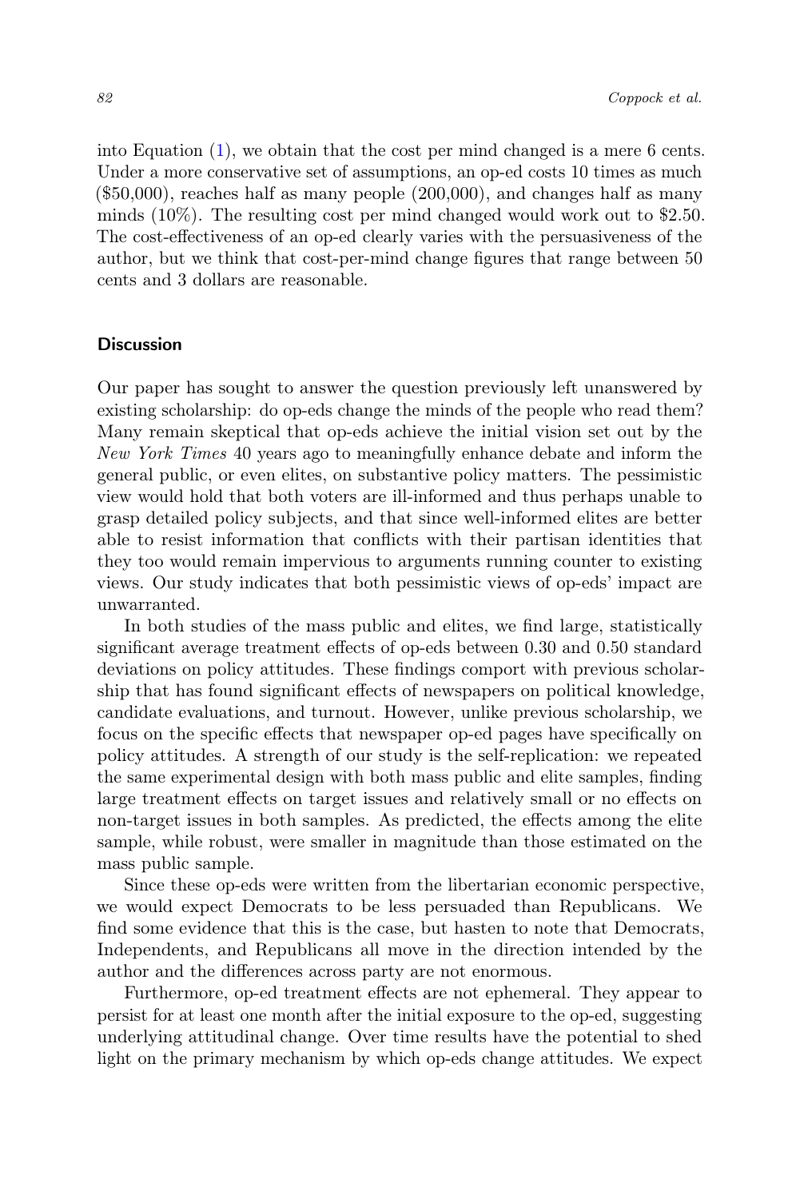into Equation (1), we obtain that the cost per mind changed is a mere 6 cents. Under a more conservative set of assumptions, an op-ed costs 10 times as much ($50,000), reaches half as many people (200,000), and changes half as many minds (10%). The resulting cost per mind changed would work out to $2.50. The cost-effectiveness of an op-ed clearly varies with the persuasiveness of the author, but we think that cost-per-mind change figures that range between 50 cents and 3 dollars are reasonable.

## Discussion

Our paper has sought to answer the question previously left unanswered by existing scholarship: do op-eds change the minds of the people who read them? Many remain skeptical that op-eds achieve the initial vision set out by the *New York Times* 40 years ago to meaningfully enhance debate and inform the general public, or even elites, on substantive policy matters. The pessimistic view would hold that both voters are ill-informed and thus perhaps unable to grasp detailed policy subjects, and that since well-informed elites are better able to resist information that conflicts with their partisan identities that they too would remain impervious to arguments running counter to existing views. Our study indicates that both pessimistic views of op-eds' impact are unwarranted.

In both studies of the mass public and elites, we find large, statistically significant average treatment effects of op-eds between 0.30 and 0.50 standard deviations on policy attitudes. These findings comport with previous scholarship that has found significant effects of newspapers on political knowledge, candidate evaluations, and turnout. However, unlike previous scholarship, we focus on the specific effects that newspaper op-ed pages have specifically on policy attitudes. A strength of our study is the self-replication: we repeated the same experimental design with both mass public and elite samples, finding large treatment effects on target issues and relatively small or no effects on non-target issues in both samples. As predicted, the effects among the elite sample, while robust, were smaller in magnitude than those estimated on the mass public sample.

Since these op-eds were written from the libertarian economic perspective, we would expect Democrats to be less persuaded than Republicans. We find some evidence that this is the case, but hasten to note that Democrats, Independents, and Republicans all move in the direction intended by the author and the differences across party are not enormous.

Furthermore, op-ed treatment effects are not ephemeral. They appear to persist for at least one month after the initial exposure to the op-ed, suggesting underlying attitudinal change. Over time results have the potential to shed light on the primary mechanism by which op-eds change attitudes. We expect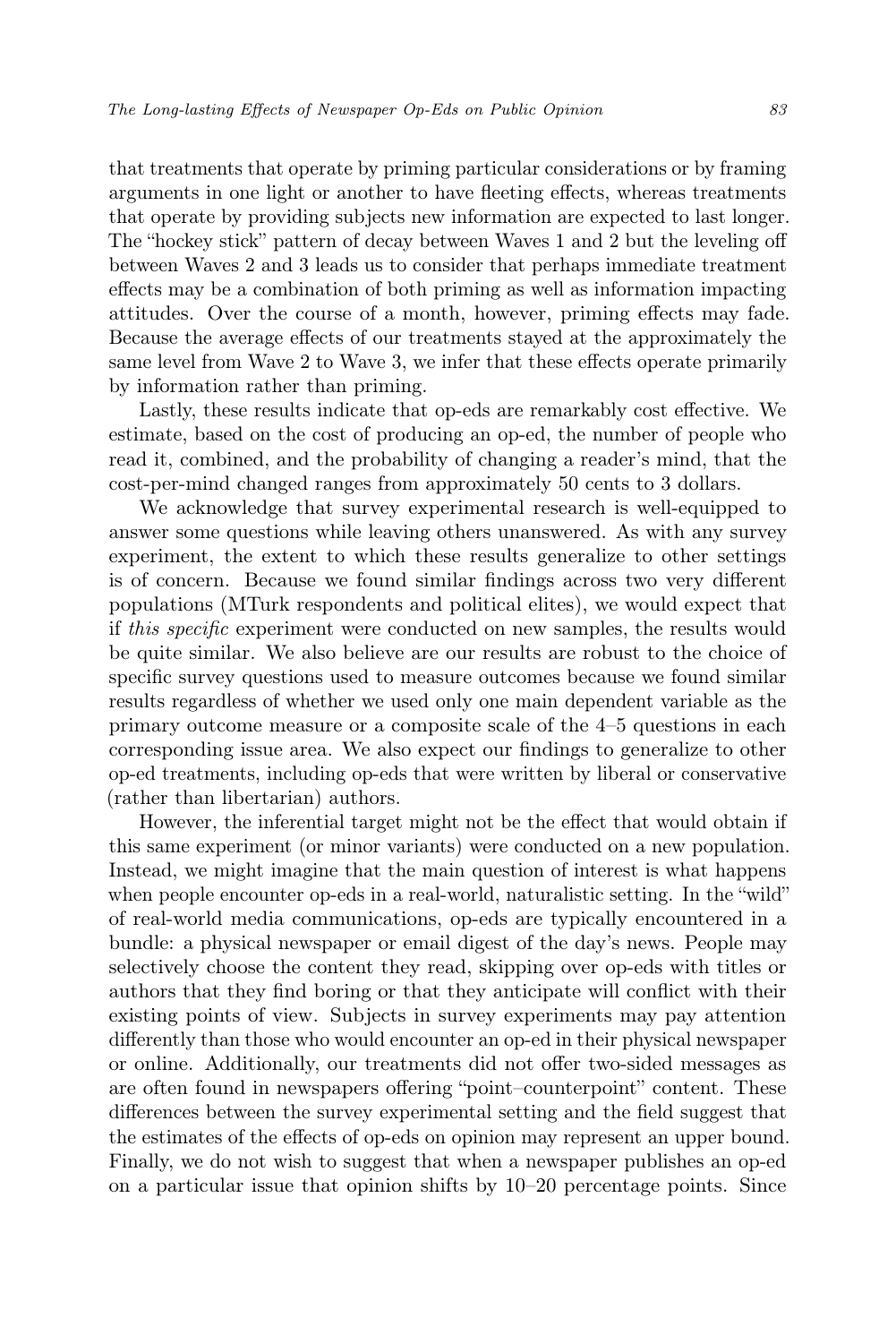that treatments that operate by priming particular considerations or by framing arguments in one light or another to have fleeting effects, whereas treatments that operate by providing subjects new information are expected to last longer. The "hockey stick" pattern of decay between Waves 1 and 2 but the leveling off between Waves 2 and 3 leads us to consider that perhaps immediate treatment effects may be a combination of both priming as well as information impacting attitudes. Over the course of a month, however, priming effects may fade. Because the average effects of our treatments stayed at the approximately the same level from Wave 2 to Wave 3, we infer that these effects operate primarily by information rather than priming.

Lastly, these results indicate that op-eds are remarkably cost effective. We estimate, based on the cost of producing an op-ed, the number of people who read it, combined, and the probability of changing a reader's mind, that the cost-per-mind changed ranges from approximately 50 cents to 3 dollars.

We acknowledge that survey experimental research is well-equipped to answer some questions while leaving others unanswered. As with any survey experiment, the extent to which these results generalize to other settings is of concern. Because we found similar findings across two very different populations (MTurk respondents and political elites), we would expect that if *this specific* experiment were conducted on new samples, the results would be quite similar. We also believe are our results are robust to the choice of specific survey questions used to measure outcomes because we found similar results regardless of whether we used only one main dependent variable as the primary outcome measure or a composite scale of the 4–5 questions in each corresponding issue area. We also expect our findings to generalize to other op-ed treatments, including op-eds that were written by liberal or conservative (rather than libertarian) authors.

However, the inferential target might not be the effect that would obtain if this same experiment (or minor variants) were conducted on a new population. Instead, we might imagine that the main question of interest is what happens when people encounter op-eds in a real-world, naturalistic setting. In the "wild" of real-world media communications, op-eds are typically encountered in a bundle: a physical newspaper or email digest of the day's news. People may selectively choose the content they read, skipping over op-eds with titles or authors that they find boring or that they anticipate will conflict with their existing points of view. Subjects in survey experiments may pay attention differently than those who would encounter an op-ed in their physical newspaper or online. Additionally, our treatments did not offer two-sided messages as are often found in newspapers offering "point–counterpoint" content. These differences between the survey experimental setting and the field suggest that the estimates of the effects of op-eds on opinion may represent an upper bound. Finally, we do not wish to suggest that when a newspaper publishes an op-ed on a particular issue that opinion shifts by 10–20 percentage points. Since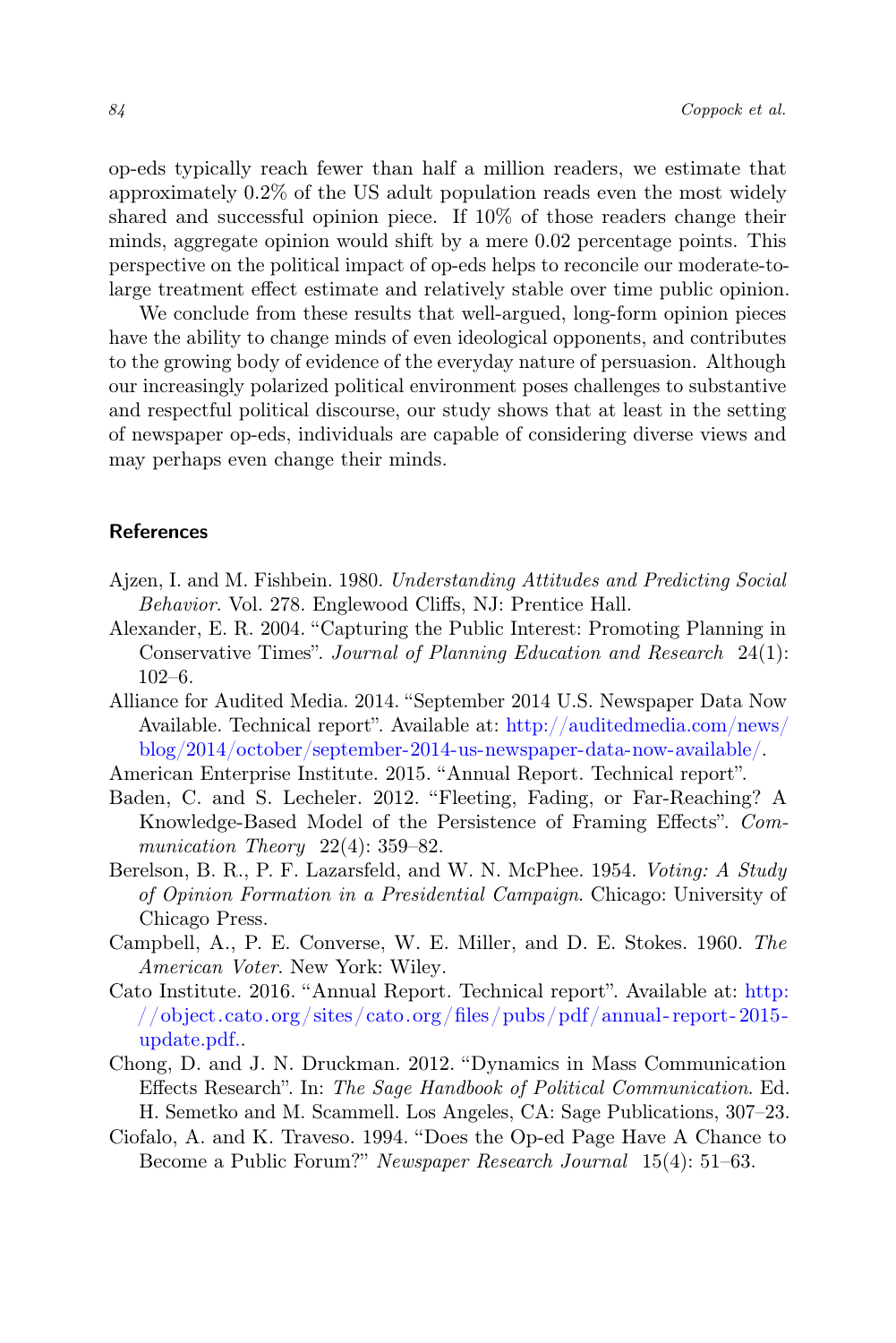op-eds typically reach fewer than half a million readers, we estimate that approximately 0.2% of the US adult population reads even the most widely shared and successful opinion piece. If 10% of those readers change their minds, aggregate opinion would shift by a mere 0.02 percentage points. This perspective on the political impact of op-eds helps to reconcile our moderate-to-large treatment effect estimate and relatively stable over time public opinion.

We conclude from these results that well-argued, long-form opinion pieces have the ability to change minds of even ideological opponents, and contributes to the growing body of evidence of the everyday nature of persuasion. Although our increasingly polarized political environment poses challenges to substantive and respectful political discourse, our study shows that at least in the setting of newspaper op-eds, individuals are capable of considering diverse views and may perhaps even change their minds.

## References

Ajzen, I. and M. Fishbein. 1980. *Understanding Attitudes and Predicting Social Behavior*. Vol. 278. Englewood Cliffs, NJ: Prentice Hall.

Alexander, E. R. 2004. "Capturing the Public Interest: Promoting Planning in Conservative Times". *Journal of Planning Education and Research* 24(1): 102–6.

Alliance for Audited Media. 2014. "September 2014 U.S. Newspaper Data Now Available. Technical report". Available at: http://auditedmedia.com/news/blog/2014/october/september-2014-us-newspaper-data-now-available/.

American Enterprise Institute. 2015. "Annual Report. Technical report".

Baden, C. and S. Lecheler. 2012. "Fleeting, Fading, or Far-Reaching? A Knowledge-Based Model of the Persistence of Framing Effects". *Communication Theory* 22(4): 359–82.

Berelson, B. R., P. F. Lazarsfeld, and W. N. McPhee. 1954. *Voting: A Study of Opinion Formation in a Presidential Campaign*. Chicago: University of Chicago Press.

Campbell, A., P. E. Converse, W. E. Miller, and D. E. Stokes. 1960. *The American Voter*. New York: Wiley.

Cato Institute. 2016. "Annual Report. Technical report". Available at: http://object.cato.org/sites/cato.org/files/pubs/pdf/annual-report-2015-update.pdf..

Chong, D. and J. N. Druckman. 2012. "Dynamics in Mass Communication Effects Research". In: *The Sage Handbook of Political Communication*. Ed. H. Semetko and M. Scammell. Los Angeles, CA: Sage Publications, 307–23.

Ciofalo, A. and K. Traveso. 1994. "Does the Op-ed Page Have A Chance to Become a Public Forum?" *Newspaper Research Journal* 15(4): 51–63.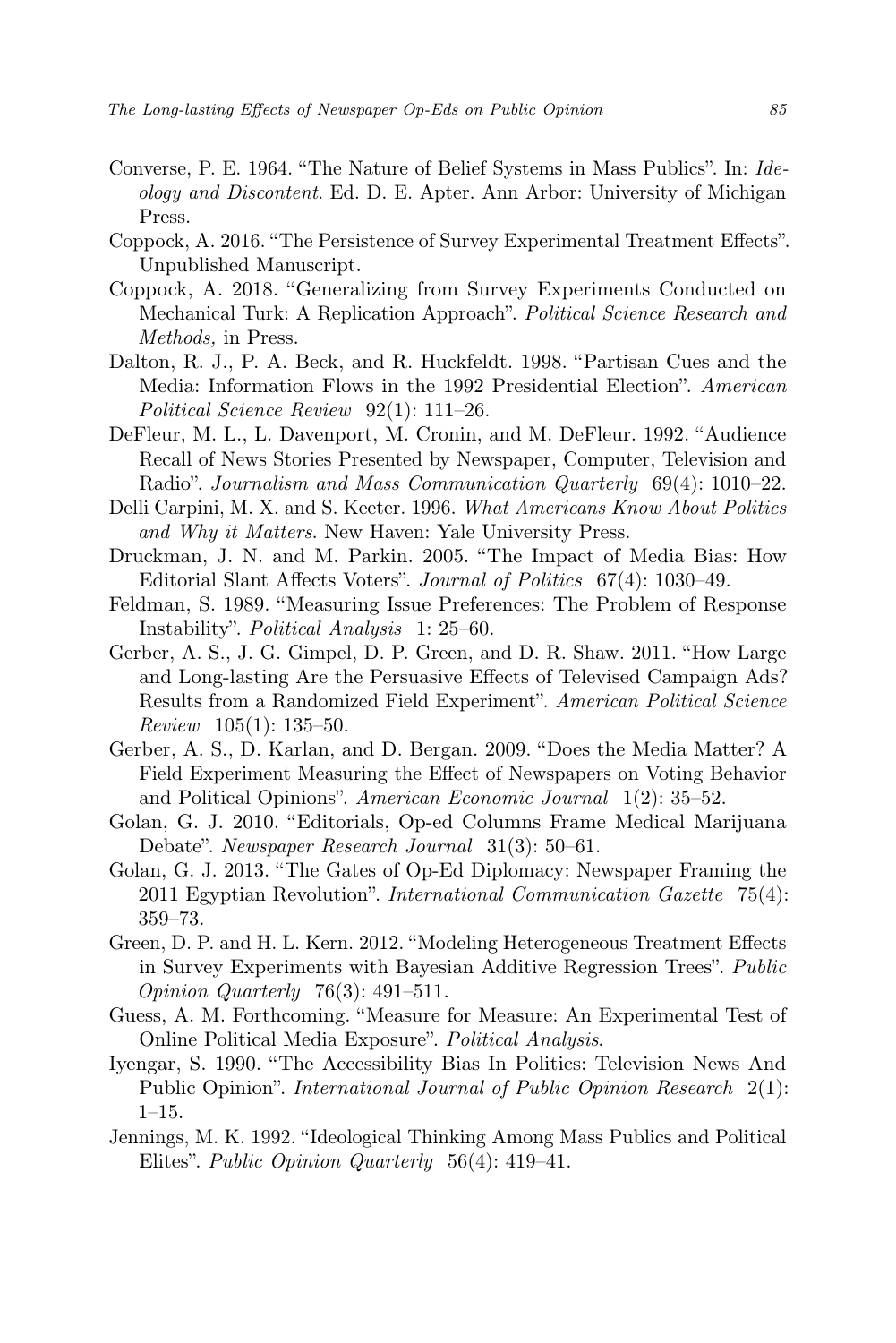Converse, P. E. 1964. "The Nature of Belief Systems in Mass Publics". In: *Ideology and Discontent*. Ed. D. E. Apter. Ann Arbor: University of Michigan Press.

Coppock, A. 2016. "The Persistence of Survey Experimental Treatment Effects". Unpublished Manuscript.

Coppock, A. 2018. "Generalizing from Survey Experiments Conducted on Mechanical Turk: A Replication Approach". *Political Science Research and Methods,* in Press.

Dalton, R. J., P. A. Beck, and R. Huckfeldt. 1998. "Partisan Cues and the Media: Information Flows in the 1992 Presidential Election". *American Political Science Review* 92(1): 111–26.

DeFleur, M. L., L. Davenport, M. Cronin, and M. DeFleur. 1992. "Audience Recall of News Stories Presented by Newspaper, Computer, Television and Radio". *Journalism and Mass Communication Quarterly* 69(4): 1010–22.

Delli Carpini, M. X. and S. Keeter. 1996. *What Americans Know About Politics and Why it Matters*. New Haven: Yale University Press.

Druckman, J. N. and M. Parkin. 2005. "The Impact of Media Bias: How Editorial Slant Affects Voters". *Journal of Politics* 67(4): 1030–49.

Feldman, S. 1989. "Measuring Issue Preferences: The Problem of Response Instability". *Political Analysis* 1: 25–60.

Gerber, A. S., J. G. Gimpel, D. P. Green, and D. R. Shaw. 2011. "How Large and Long-lasting Are the Persuasive Effects of Televised Campaign Ads? Results from a Randomized Field Experiment". *American Political Science Review* 105(1): 135–50.

Gerber, A. S., D. Karlan, and D. Bergan. 2009. "Does the Media Matter? A Field Experiment Measuring the Effect of Newspapers on Voting Behavior and Political Opinions". *American Economic Journal* 1(2): 35–52.

Golan, G. J. 2010. "Editorials, Op-ed Columns Frame Medical Marijuana Debate". *Newspaper Research Journal* 31(3): 50–61.

Golan, G. J. 2013. "The Gates of Op-Ed Diplomacy: Newspaper Framing the 2011 Egyptian Revolution". *International Communication Gazette* 75(4): 359–73.

Green, D. P. and H. L. Kern. 2012. "Modeling Heterogeneous Treatment Effects in Survey Experiments with Bayesian Additive Regression Trees". *Public Opinion Quarterly* 76(3): 491–511.

Guess, A. M. Forthcoming. "Measure for Measure: An Experimental Test of Online Political Media Exposure". *Political Analysis*.

Iyengar, S. 1990. "The Accessibility Bias In Politics: Television News And Public Opinion". *International Journal of Public Opinion Research* 2(1): 1–15.

Jennings, M. K. 1992. "Ideological Thinking Among Mass Publics and Political Elites". *Public Opinion Quarterly* 56(4): 419–41.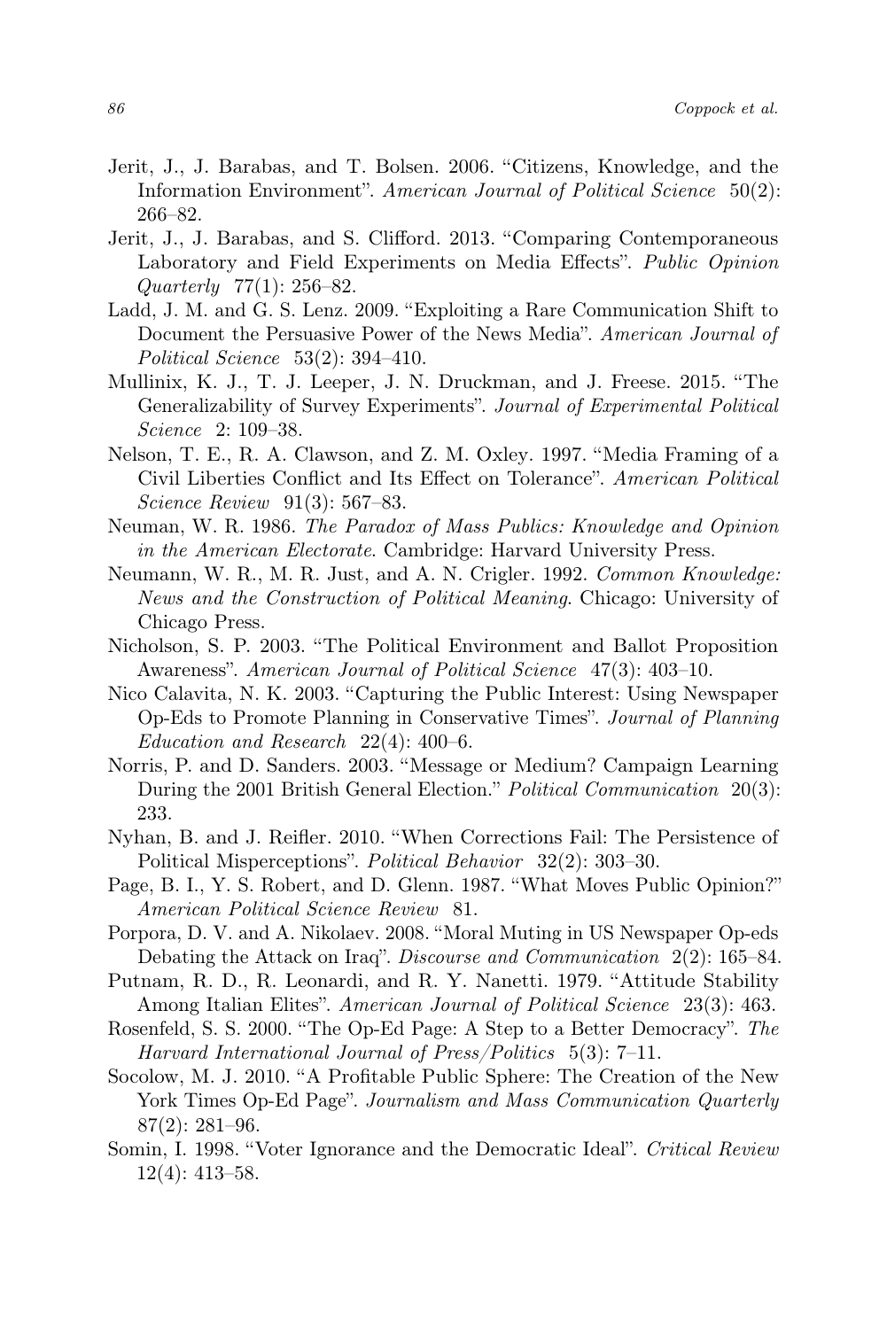Jerit, J., J. Barabas, and T. Bolsen. 2006. "Citizens, Knowledge, and the Information Environment". *American Journal of Political Science* 50(2): 266–82.

Jerit, J., J. Barabas, and S. Clifford. 2013. "Comparing Contemporaneous Laboratory and Field Experiments on Media Effects". *Public Opinion Quarterly* 77(1): 256–82.

Ladd, J. M. and G. S. Lenz. 2009. "Exploiting a Rare Communication Shift to Document the Persuasive Power of the News Media". *American Journal of Political Science* 53(2): 394–410.

Mullinix, K. J., T. J. Leeper, J. N. Druckman, and J. Freese. 2015. "The Generalizability of Survey Experiments". *Journal of Experimental Political Science* 2: 109–38.

Nelson, T. E., R. A. Clawson, and Z. M. Oxley. 1997. "Media Framing of a Civil Liberties Conflict and Its Effect on Tolerance". *American Political Science Review* 91(3): 567–83.

Neuman, W. R. 1986. *The Paradox of Mass Publics: Knowledge and Opinion in the American Electorate*. Cambridge: Harvard University Press.

Neumann, W. R., M. R. Just, and A. N. Crigler. 1992. *Common Knowledge: News and the Construction of Political Meaning*. Chicago: University of Chicago Press.

Nicholson, S. P. 2003. "The Political Environment and Ballot Proposition Awareness". *American Journal of Political Science* 47(3): 403–10.

Nico Calavita, N. K. 2003. "Capturing the Public Interest: Using Newspaper Op-Eds to Promote Planning in Conservative Times". *Journal of Planning Education and Research* 22(4): 400–6.

Norris, P. and D. Sanders. 2003. "Message or Medium? Campaign Learning During the 2001 British General Election." *Political Communication* 20(3): 233.

Nyhan, B. and J. Reifler. 2010. "When Corrections Fail: The Persistence of Political Misperceptions". *Political Behavior* 32(2): 303–30.

Page, B. I., Y. S. Robert, and D. Glenn. 1987. "What Moves Public Opinion?" *American Political Science Review* 81.

Porpora, D. V. and A. Nikolaev. 2008. "Moral Muting in US Newspaper Op-eds Debating the Attack on Iraq". *Discourse and Communication* 2(2): 165–84.

Putnam, R. D., R. Leonardi, and R. Y. Nanetti. 1979. "Attitude Stability Among Italian Elites". *American Journal of Political Science* 23(3): 463.

Rosenfeld, S. S. 2000. "The Op-Ed Page: A Step to a Better Democracy". *The Harvard International Journal of Press/Politics* 5(3): 7–11.

Socolow, M. J. 2010. "A Profitable Public Sphere: The Creation of the New York Times Op-Ed Page". *Journalism and Mass Communication Quarterly* 87(2): 281–96.

Somin, I. 1998. "Voter Ignorance and the Democratic Ideal". *Critical Review* 12(4): 413–58.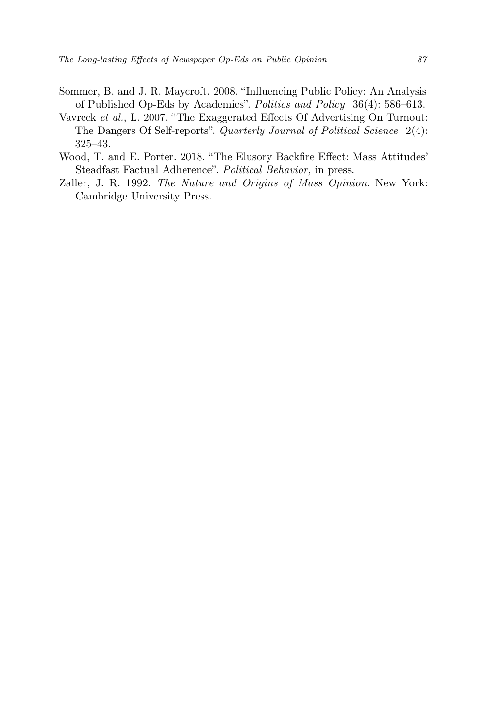Sommer, B. and J. R. Maycroft. 2008. "Influencing Public Policy: An Analysis of Published Op-Eds by Academics". *Politics and Policy* 36(4): 586–613.

Vavreck *et al.*, L. 2007. "The Exaggerated Effects Of Advertising On Turnout: The Dangers Of Self-reports". *Quarterly Journal of Political Science* 2(4): 325–43.

Wood, T. and E. Porter. 2018. "The Elusory Backfire Effect: Mass Attitudes' Steadfast Factual Adherence". *Political Behavior*, in press.

Zaller, J. R. 1992. *The Nature and Origins of Mass Opinion*. New York: Cambridge University Press.